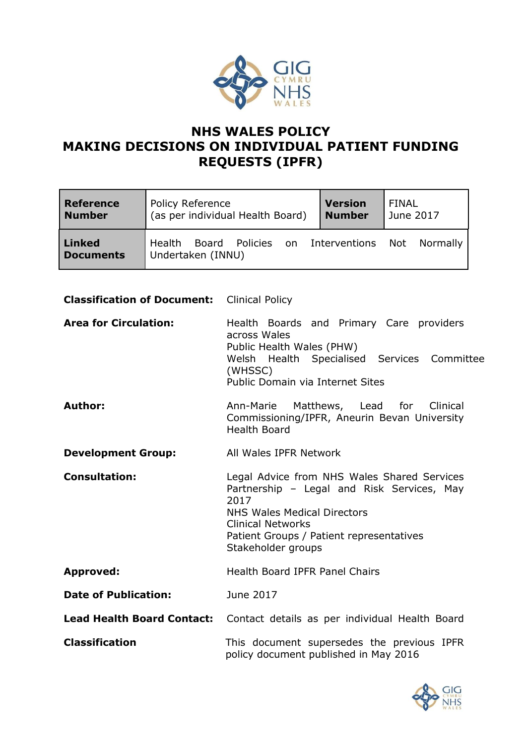# NHS WALES POLICY
# MAKING DECISIONS ON INDIVIDUAL PATIENT FUNDING REQUESTS (IPFR)

| **Reference Number** | Policy Reference (as per individual Health Board) | **Version Number** | FINAL June 2017 |
|---|---|---|---|
| **Linked Documents** | Health Board Policies on Interventions Not Normally Undertaken (INNU) | | |

**Classification of Document:** Clinical Policy

**Area for Circulation:** Health Boards and Primary Care providers across Wales
Public Health Wales (PHW)
Welsh Health Specialised Services Committee (WHSSC)
Public Domain via Internet Sites

**Author:** Ann-Marie Matthews, Lead for Clinical Commissioning/IPFR, Aneurin Bevan University Health Board

**Development Group:** All Wales IPFR Network

**Consultation:** Legal Advice from NHS Wales Shared Services Partnership – Legal and Risk Services, May 2017
NHS Wales Medical Directors
Clinical Networks
Patient Groups / Patient representatives
Stakeholder groups

**Approved:** Health Board IPFR Panel Chairs

**Date of Publication:** June 2017

**Lead Health Board Contact:** Contact details as per individual Health Board

**Classification** This document supersedes the previous IPFR policy document published in May 2016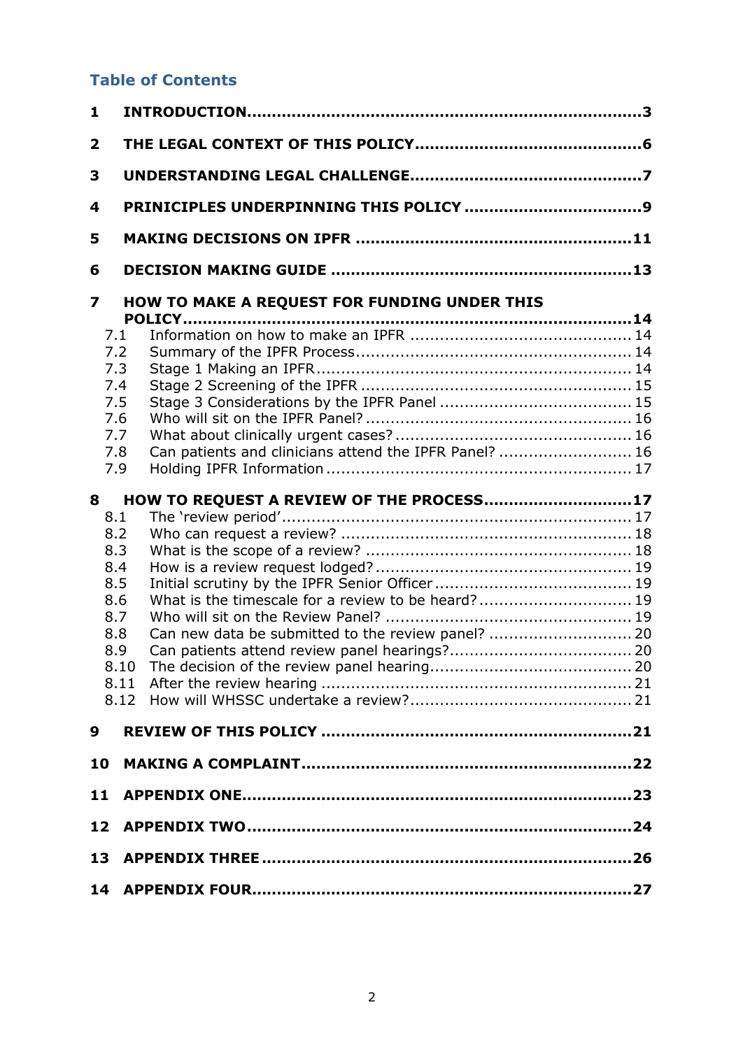## Table of Contents

| | | |
|---|---|---|
| **1** | **INTRODUCTION** | **3** |
| **2** | **THE LEGAL CONTEXT OF THIS POLICY** | **6** |
| **3** | **UNDERSTANDING LEGAL CHALLENGE** | **7** |
| **4** | **PRINICIPLES UNDERPINNING THIS POLICY** | **9** |
| **5** | **MAKING DECISIONS ON IPFR** | **11** |
| **6** | **DECISION MAKING GUIDE** | **13** |
| **7** | **HOW TO MAKE A REQUEST FOR FUNDING UNDER THIS POLICY** | **14** |
| 7.1 | Information on how to make an IPFR | 14 |
| 7.2 | Summary of the IPFR Process | 14 |
| 7.3 | Stage 1 Making an IPFR | 14 |
| 7.4 | Stage 2 Screening of the IPFR | 15 |
| 7.5 | Stage 3 Considerations by the IPFR Panel | 15 |
| 7.6 | Who will sit on the IPFR Panel? | 16 |
| 7.7 | What about clinically urgent cases? | 16 |
| 7.8 | Can patients and clinicians attend the IPFR Panel? | 16 |
| 7.9 | Holding IPFR Information | 17 |
| **8** | **HOW TO REQUEST A REVIEW OF THE PROCESS** | **17** |
| 8.1 | The 'review period' | 17 |
| 8.2 | Who can request a review? | 18 |
| 8.3 | What is the scope of a review? | 18 |
| 8.4 | How is a review request lodged? | 19 |
| 8.5 | Initial scrutiny by the IPFR Senior Officer | 19 |
| 8.6 | What is the timescale for a review to be heard? | 19 |
| 8.7 | Who will sit on the Review Panel? | 19 |
| 8.8 | Can new data be submitted to the review panel? | 20 |
| 8.9 | Can patients attend review panel hearings? | 20 |
| 8.10 | The decision of the review panel hearing | 20 |
| 8.11 | After the review hearing | 21 |
| 8.12 | How will WHSSC undertake a review? | 21 |
| **9** | **REVIEW OF THIS POLICY** | **21** |
| **10** | **MAKING A COMPLAINT** | **22** |
| **11** | **APPENDIX ONE** | **23** |
| **12** | **APPENDIX TWO** | **24** |
| **13** | **APPENDIX THREE** | **26** |
| **14** | **APPENDIX FOUR** | **27** |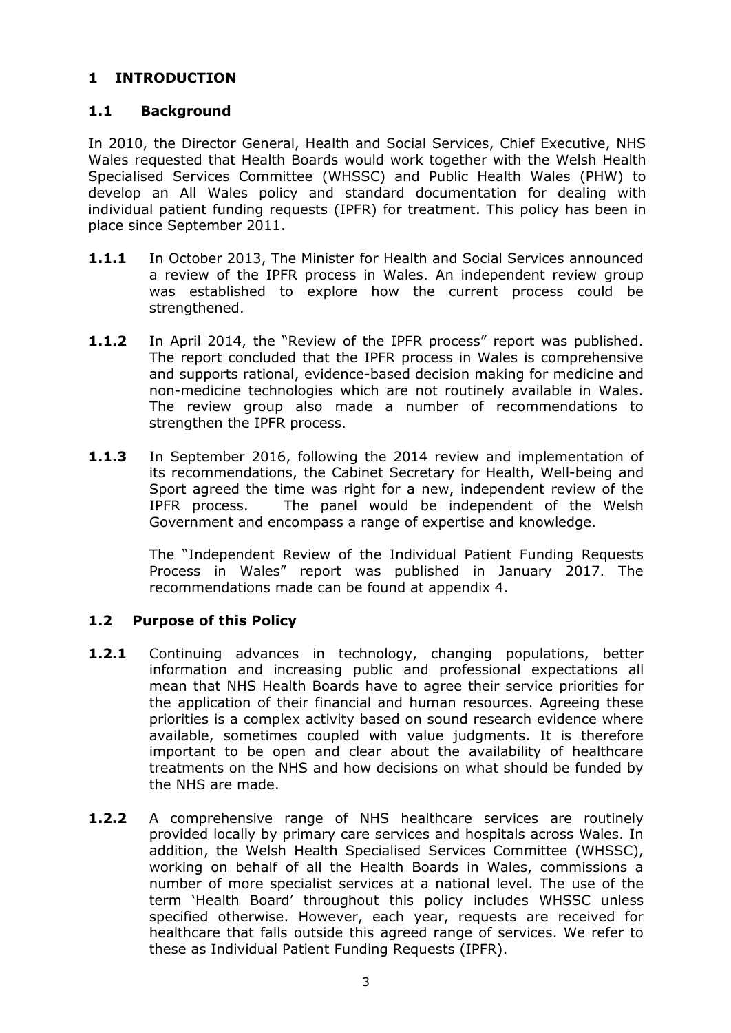# 1 INTRODUCTION

## 1.1 Background

In 2010, the Director General, Health and Social Services, Chief Executive, NHS Wales requested that Health Boards would work together with the Welsh Health Specialised Services Committee (WHSSC) and Public Health Wales (PHW) to develop an All Wales policy and standard documentation for dealing with individual patient funding requests (IPFR) for treatment. This policy has been in place since September 2011.

**1.1.1** In October 2013, The Minister for Health and Social Services announced a review of the IPFR process in Wales. An independent review group was established to explore how the current process could be strengthened.

**1.1.2** In April 2014, the "Review of the IPFR process" report was published. The report concluded that the IPFR process in Wales is comprehensive and supports rational, evidence-based decision making for medicine and non-medicine technologies which are not routinely available in Wales. The review group also made a number of recommendations to strengthen the IPFR process.

**1.1.3** In September 2016, following the 2014 review and implementation of its recommendations, the Cabinet Secretary for Health, Well-being and Sport agreed the time was right for a new, independent review of the IPFR process. The panel would be independent of the Welsh Government and encompass a range of expertise and knowledge.

The "Independent Review of the Individual Patient Funding Requests Process in Wales" report was published in January 2017. The recommendations made can be found at appendix 4.

## 1.2 Purpose of this Policy

**1.2.1** Continuing advances in technology, changing populations, better information and increasing public and professional expectations all mean that NHS Health Boards have to agree their service priorities for the application of their financial and human resources. Agreeing these priorities is a complex activity based on sound research evidence where available, sometimes coupled with value judgments. It is therefore important to be open and clear about the availability of healthcare treatments on the NHS and how decisions on what should be funded by the NHS are made.

**1.2.2** A comprehensive range of NHS healthcare services are routinely provided locally by primary care services and hospitals across Wales. In addition, the Welsh Health Specialised Services Committee (WHSSC), working on behalf of all the Health Boards in Wales, commissions a number of more specialist services at a national level. The use of the term 'Health Board' throughout this policy includes WHSSC unless specified otherwise. However, each year, requests are received for healthcare that falls outside this agreed range of services. We refer to these as Individual Patient Funding Requests (IPFR).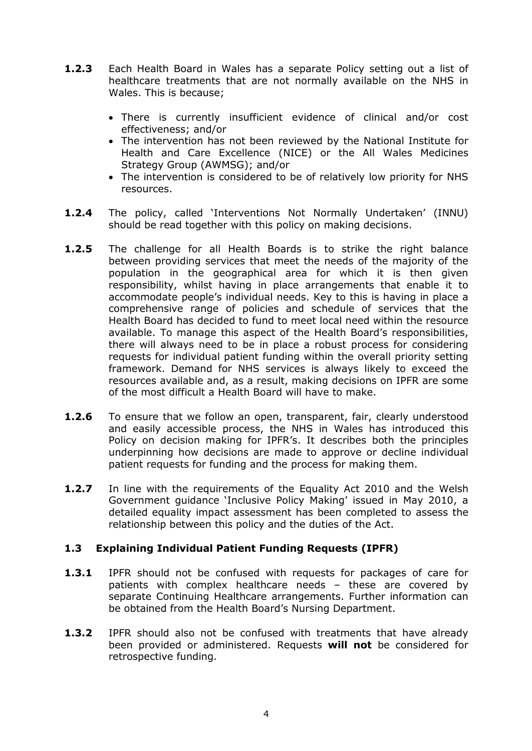**1.2.3** Each Health Board in Wales has a separate Policy setting out a list of healthcare treatments that are not normally available on the NHS in Wales. This is because;

- There is currently insufficient evidence of clinical and/or cost effectiveness; and/or
- The intervention has not been reviewed by the National Institute for Health and Care Excellence (NICE) or the All Wales Medicines Strategy Group (AWMSG); and/or
- The intervention is considered to be of relatively low priority for NHS resources.

**1.2.4** The policy, called 'Interventions Not Normally Undertaken' (INNU) should be read together with this policy on making decisions.

**1.2.5** The challenge for all Health Boards is to strike the right balance between providing services that meet the needs of the majority of the population in the geographical area for which it is then given responsibility, whilst having in place arrangements that enable it to accommodate people's individual needs. Key to this is having in place a comprehensive range of policies and schedule of services that the Health Board has decided to fund to meet local need within the resource available. To manage this aspect of the Health Board's responsibilities, there will always need to be in place a robust process for considering requests for individual patient funding within the overall priority setting framework. Demand for NHS services is always likely to exceed the resources available and, as a result, making decisions on IPFR are some of the most difficult a Health Board will have to make.

**1.2.6** To ensure that we follow an open, transparent, fair, clearly understood and easily accessible process, the NHS in Wales has introduced this Policy on decision making for IPFR's. It describes both the principles underpinning how decisions are made to approve or decline individual patient requests for funding and the process for making them.

**1.2.7** In line with the requirements of the Equality Act 2010 and the Welsh Government guidance 'Inclusive Policy Making' issued in May 2010, a detailed equality impact assessment has been completed to assess the relationship between this policy and the duties of the Act.

### 1.3 Explaining Individual Patient Funding Requests (IPFR)

**1.3.1** IPFR should not be confused with requests for packages of care for patients with complex healthcare needs – these are covered by separate Continuing Healthcare arrangements. Further information can be obtained from the Health Board's Nursing Department.

**1.3.2** IPFR should also not be confused with treatments that have already been provided or administered. Requests **will not** be considered for retrospective funding.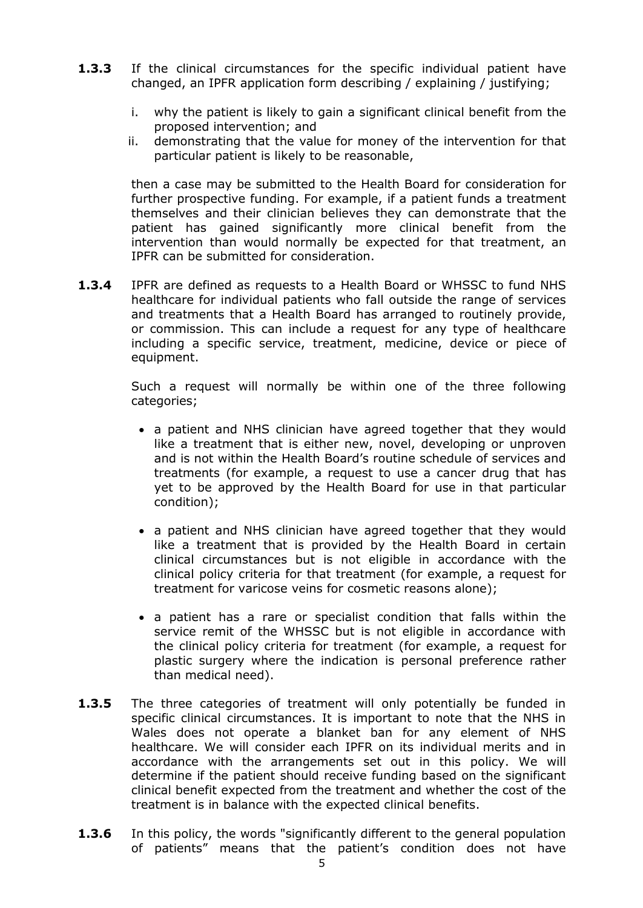**1.3.3** If the clinical circumstances for the specific individual patient have changed, an IPFR application form describing / explaining / justifying;

i. why the patient is likely to gain a significant clinical benefit from the proposed intervention; and
ii. demonstrating that the value for money of the intervention for that particular patient is likely to be reasonable,

then a case may be submitted to the Health Board for consideration for further prospective funding. For example, if a patient funds a treatment themselves and their clinician believes they can demonstrate that the patient has gained significantly more clinical benefit from the intervention than would normally be expected for that treatment, an IPFR can be submitted for consideration.

**1.3.4** IPFR are defined as requests to a Health Board or WHSSC to fund NHS healthcare for individual patients who fall outside the range of services and treatments that a Health Board has arranged to routinely provide, or commission. This can include a request for any type of healthcare including a specific service, treatment, medicine, device or piece of equipment.

Such a request will normally be within one of the three following categories;

- a patient and NHS clinician have agreed together that they would like a treatment that is either new, novel, developing or unproven and is not within the Health Board's routine schedule of services and treatments (for example, a request to use a cancer drug that has yet to be approved by the Health Board for use in that particular condition);
- a patient and NHS clinician have agreed together that they would like a treatment that is provided by the Health Board in certain clinical circumstances but is not eligible in accordance with the clinical policy criteria for that treatment (for example, a request for treatment for varicose veins for cosmetic reasons alone);
- a patient has a rare or specialist condition that falls within the service remit of the WHSSC but is not eligible in accordance with the clinical policy criteria for treatment (for example, a request for plastic surgery where the indication is personal preference rather than medical need).

**1.3.5** The three categories of treatment will only potentially be funded in specific clinical circumstances. It is important to note that the NHS in Wales does not operate a blanket ban for any element of NHS healthcare. We will consider each IPFR on its individual merits and in accordance with the arrangements set out in this policy. We will determine if the patient should receive funding based on the significant clinical benefit expected from the treatment and whether the cost of the treatment is in balance with the expected clinical benefits.

**1.3.6** In this policy, the words "significantly different to the general population of patients" means that the patient's condition does not have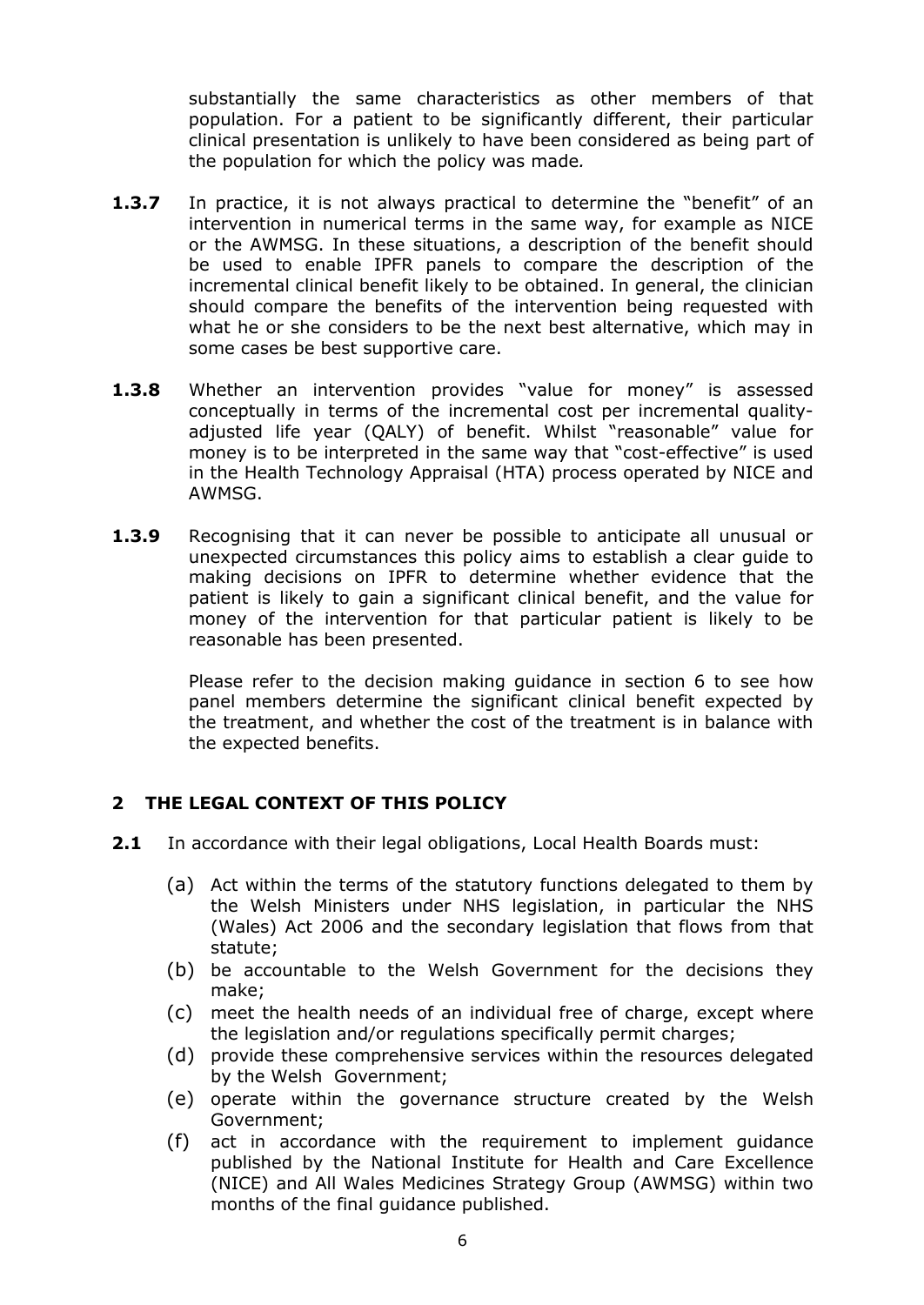substantially the same characteristics as other members of that population. For a patient to be significantly different, their particular clinical presentation is unlikely to have been considered as being part of the population for which the policy was made.

**1.3.7** In practice, it is not always practical to determine the "benefit" of an intervention in numerical terms in the same way, for example as NICE or the AWMSG. In these situations, a description of the benefit should be used to enable IPFR panels to compare the description of the incremental clinical benefit likely to be obtained. In general, the clinician should compare the benefits of the intervention being requested with what he or she considers to be the next best alternative, which may in some cases be best supportive care.

**1.3.8** Whether an intervention provides "value for money" is assessed conceptually in terms of the incremental cost per incremental quality-adjusted life year (QALY) of benefit. Whilst "reasonable" value for money is to be interpreted in the same way that "cost-effective" is used in the Health Technology Appraisal (HTA) process operated by NICE and AWMSG.

**1.3.9** Recognising that it can never be possible to anticipate all unusual or unexpected circumstances this policy aims to establish a clear guide to making decisions on IPFR to determine whether evidence that the patient is likely to gain a significant clinical benefit, and the value for money of the intervention for that particular patient is likely to be reasonable has been presented.

Please refer to the decision making guidance in section 6 to see how panel members determine the significant clinical benefit expected by the treatment, and whether the cost of the treatment is in balance with the expected benefits.

## 2 THE LEGAL CONTEXT OF THIS POLICY

**2.1** In accordance with their legal obligations, Local Health Boards must:

(a) Act within the terms of the statutory functions delegated to them by the Welsh Ministers under NHS legislation, in particular the NHS (Wales) Act 2006 and the secondary legislation that flows from that statute;

(b) be accountable to the Welsh Government for the decisions they make;

(c) meet the health needs of an individual free of charge, except where the legislation and/or regulations specifically permit charges;

(d) provide these comprehensive services within the resources delegated by the Welsh Government;

(e) operate within the governance structure created by the Welsh Government;

(f) act in accordance with the requirement to implement guidance published by the National Institute for Health and Care Excellence (NICE) and All Wales Medicines Strategy Group (AWMSG) within two months of the final guidance published.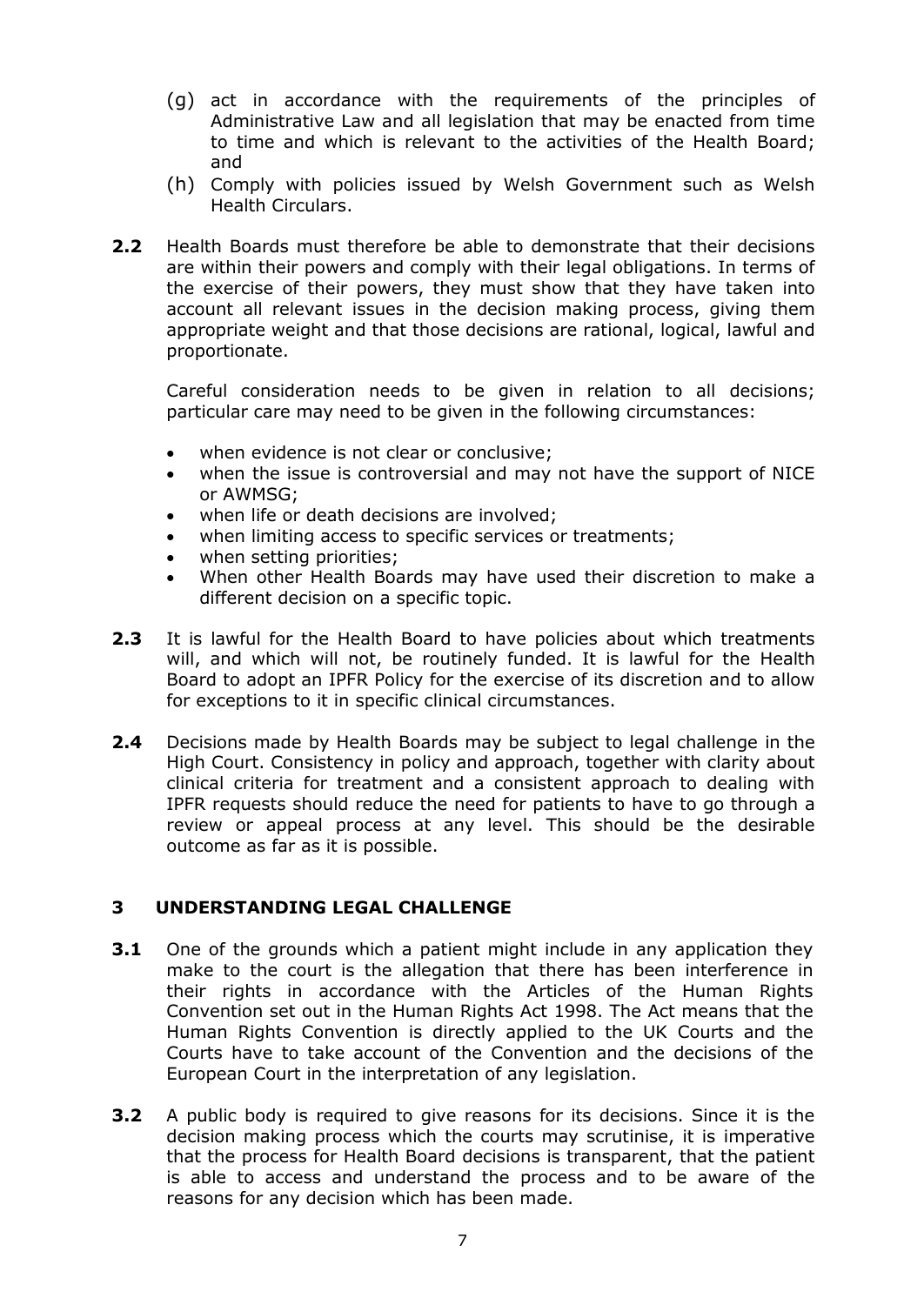(g) act in accordance with the requirements of the principles of Administrative Law and all legislation that may be enacted from time to time and which is relevant to the activities of the Health Board; and

(h) Comply with policies issued by Welsh Government such as Welsh Health Circulars.

**2.2** Health Boards must therefore be able to demonstrate that their decisions are within their powers and comply with their legal obligations. In terms of the exercise of their powers, they must show that they have taken into account all relevant issues in the decision making process, giving them appropriate weight and that those decisions are rational, logical, lawful and proportionate.

Careful consideration needs to be given in relation to all decisions; particular care may need to be given in the following circumstances:

- when evidence is not clear or conclusive;
- when the issue is controversial and may not have the support of NICE or AWMSG;
- when life or death decisions are involved;
- when limiting access to specific services or treatments;
- when setting priorities;
- When other Health Boards may have used their discretion to make a different decision on a specific topic.

**2.3** It is lawful for the Health Board to have policies about which treatments will, and which will not, be routinely funded. It is lawful for the Health Board to adopt an IPFR Policy for the exercise of its discretion and to allow for exceptions to it in specific clinical circumstances.

**2.4** Decisions made by Health Boards may be subject to legal challenge in the High Court. Consistency in policy and approach, together with clarity about clinical criteria for treatment and a consistent approach to dealing with IPFR requests should reduce the need for patients to have to go through a review or appeal process at any level. This should be the desirable outcome as far as it is possible.

## 3 UNDERSTANDING LEGAL CHALLENGE

**3.1** One of the grounds which a patient might include in any application they make to the court is the allegation that there has been interference in their rights in accordance with the Articles of the Human Rights Convention set out in the Human Rights Act 1998. The Act means that the Human Rights Convention is directly applied to the UK Courts and the Courts have to take account of the Convention and the decisions of the European Court in the interpretation of any legislation.

**3.2** A public body is required to give reasons for its decisions. Since it is the decision making process which the courts may scrutinise, it is imperative that the process for Health Board decisions is transparent, that the patient is able to access and understand the process and to be aware of the reasons for any decision which has been made.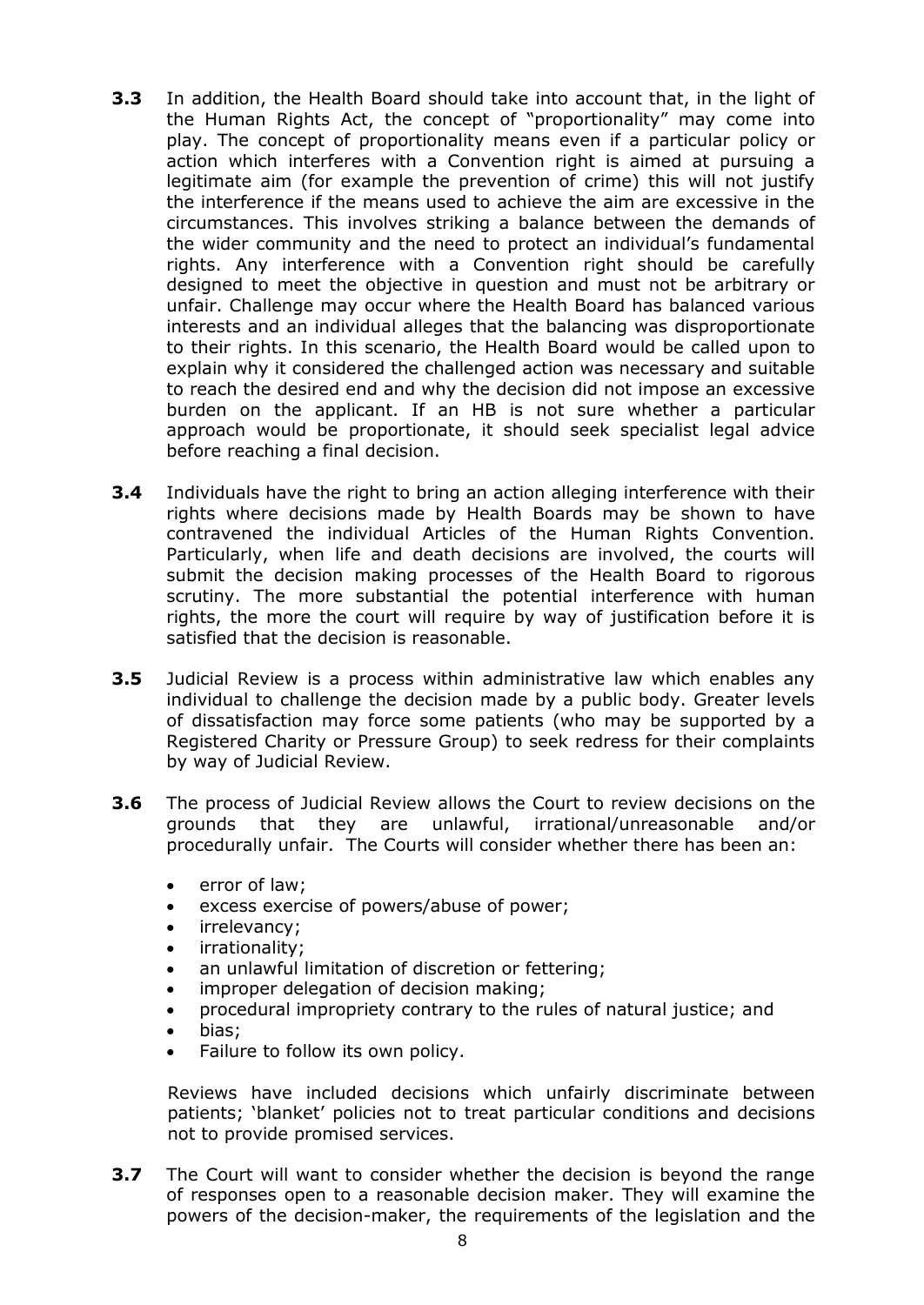**3.3** In addition, the Health Board should take into account that, in the light of the Human Rights Act, the concept of "proportionality" may come into play. The concept of proportionality means even if a particular policy or action which interferes with a Convention right is aimed at pursuing a legitimate aim (for example the prevention of crime) this will not justify the interference if the means used to achieve the aim are excessive in the circumstances. This involves striking a balance between the demands of the wider community and the need to protect an individual's fundamental rights. Any interference with a Convention right should be carefully designed to meet the objective in question and must not be arbitrary or unfair. Challenge may occur where the Health Board has balanced various interests and an individual alleges that the balancing was disproportionate to their rights. In this scenario, the Health Board would be called upon to explain why it considered the challenged action was necessary and suitable to reach the desired end and why the decision did not impose an excessive burden on the applicant. If an HB is not sure whether a particular approach would be proportionate, it should seek specialist legal advice before reaching a final decision.

**3.4** Individuals have the right to bring an action alleging interference with their rights where decisions made by Health Boards may be shown to have contravened the individual Articles of the Human Rights Convention. Particularly, when life and death decisions are involved, the courts will submit the decision making processes of the Health Board to rigorous scrutiny. The more substantial the potential interference with human rights, the more the court will require by way of justification before it is satisfied that the decision is reasonable.

**3.5** Judicial Review is a process within administrative law which enables any individual to challenge the decision made by a public body. Greater levels of dissatisfaction may force some patients (who may be supported by a Registered Charity or Pressure Group) to seek redress for their complaints by way of Judicial Review.

**3.6** The process of Judicial Review allows the Court to review decisions on the grounds that they are unlawful, irrational/unreasonable and/or procedurally unfair. The Courts will consider whether there has been an:

- error of law;
- excess exercise of powers/abuse of power;
- irrelevancy;
- irrationality;
- an unlawful limitation of discretion or fettering;
- improper delegation of decision making;
- procedural impropriety contrary to the rules of natural justice; and
- bias;
- Failure to follow its own policy.

Reviews have included decisions which unfairly discriminate between patients; 'blanket' policies not to treat particular conditions and decisions not to provide promised services.

**3.7** The Court will want to consider whether the decision is beyond the range of responses open to a reasonable decision maker. They will examine the powers of the decision-maker, the requirements of the legislation and the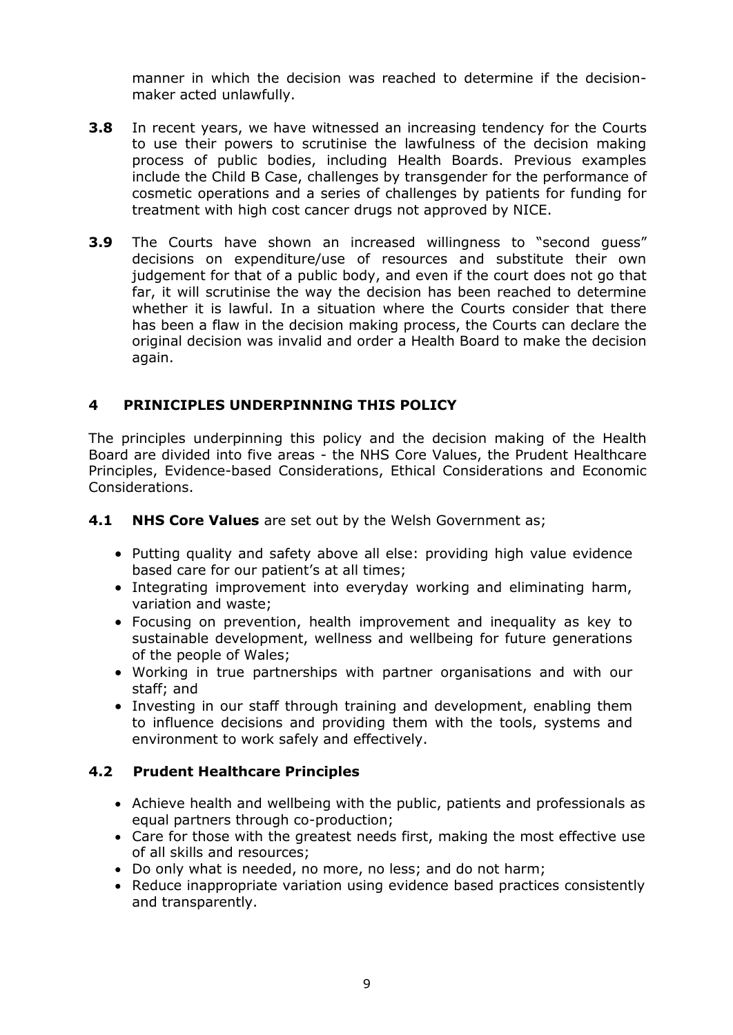manner in which the decision was reached to determine if the decision-maker acted unlawfully.

**3.8** In recent years, we have witnessed an increasing tendency for the Courts to use their powers to scrutinise the lawfulness of the decision making process of public bodies, including Health Boards. Previous examples include the Child B Case, challenges by transgender for the performance of cosmetic operations and a series of challenges by patients for funding for treatment with high cost cancer drugs not approved by NICE.

**3.9** The Courts have shown an increased willingness to "second guess" decisions on expenditure/use of resources and substitute their own judgement for that of a public body, and even if the court does not go that far, it will scrutinise the way the decision has been reached to determine whether it is lawful. In a situation where the Courts consider that there has been a flaw in the decision making process, the Courts can declare the original decision was invalid and order a Health Board to make the decision again.

## 4 PRINICIPLES UNDERPINNING THIS POLICY

The principles underpinning this policy and the decision making of the Health Board are divided into five areas - the NHS Core Values, the Prudent Healthcare Principles, Evidence-based Considerations, Ethical Considerations and Economic Considerations.

**4.1 NHS Core Values** are set out by the Welsh Government as;

- Putting quality and safety above all else: providing high value evidence based care for our patient's at all times;
- Integrating improvement into everyday working and eliminating harm, variation and waste;
- Focusing on prevention, health improvement and inequality as key to sustainable development, wellness and wellbeing for future generations of the people of Wales;
- Working in true partnerships with partner organisations and with our staff; and
- Investing in our staff through training and development, enabling them to influence decisions and providing them with the tools, systems and environment to work safely and effectively.

### 4.2 Prudent Healthcare Principles

- Achieve health and wellbeing with the public, patients and professionals as equal partners through co-production;
- Care for those with the greatest needs first, making the most effective use of all skills and resources;
- Do only what is needed, no more, no less; and do not harm;
- Reduce inappropriate variation using evidence based practices consistently and transparently.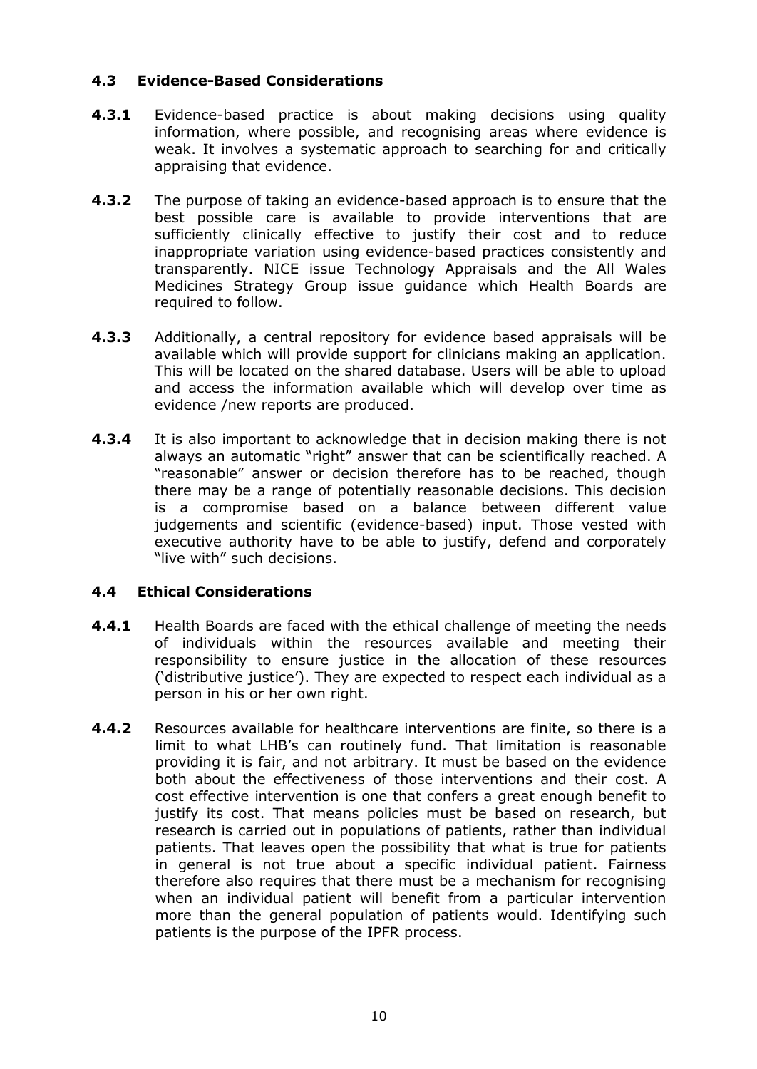### 4.3 Evidence-Based Considerations

**4.3.1** Evidence-based practice is about making decisions using quality information, where possible, and recognising areas where evidence is weak. It involves a systematic approach to searching for and critically appraising that evidence.

**4.3.2** The purpose of taking an evidence-based approach is to ensure that the best possible care is available to provide interventions that are sufficiently clinically effective to justify their cost and to reduce inappropriate variation using evidence-based practices consistently and transparently. NICE issue Technology Appraisals and the All Wales Medicines Strategy Group issue guidance which Health Boards are required to follow.

**4.3.3** Additionally, a central repository for evidence based appraisals will be available which will provide support for clinicians making an application. This will be located on the shared database. Users will be able to upload and access the information available which will develop over time as evidence /new reports are produced.

**4.3.4** It is also important to acknowledge that in decision making there is not always an automatic "right" answer that can be scientifically reached. A "reasonable" answer or decision therefore has to be reached, though there may be a range of potentially reasonable decisions. This decision is a compromise based on a balance between different value judgements and scientific (evidence-based) input. Those vested with executive authority have to be able to justify, defend and corporately "live with" such decisions.

### 4.4 Ethical Considerations

**4.4.1** Health Boards are faced with the ethical challenge of meeting the needs of individuals within the resources available and meeting their responsibility to ensure justice in the allocation of these resources ('distributive justice'). They are expected to respect each individual as a person in his or her own right.

**4.4.2** Resources available for healthcare interventions are finite, so there is a limit to what LHB's can routinely fund. That limitation is reasonable providing it is fair, and not arbitrary. It must be based on the evidence both about the effectiveness of those interventions and their cost. A cost effective intervention is one that confers a great enough benefit to justify its cost. That means policies must be based on research, but research is carried out in populations of patients, rather than individual patients. That leaves open the possibility that what is true for patients in general is not true about a specific individual patient. Fairness therefore also requires that there must be a mechanism for recognising when an individual patient will benefit from a particular intervention more than the general population of patients would. Identifying such patients is the purpose of the IPFR process.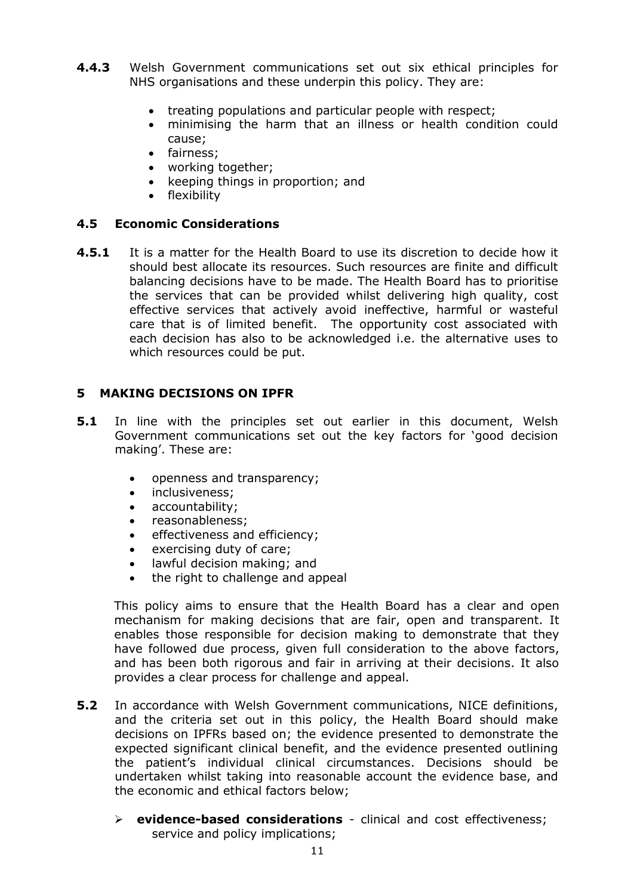**4.4.3** Welsh Government communications set out six ethical principles for NHS organisations and these underpin this policy. They are:

- treating populations and particular people with respect;
- minimising the harm that an illness or health condition could cause;
- fairness;
- working together;
- keeping things in proportion; and
- flexibility

### 4.5 Economic Considerations

**4.5.1** It is a matter for the Health Board to use its discretion to decide how it should best allocate its resources. Such resources are finite and difficult balancing decisions have to be made. The Health Board has to prioritise the services that can be provided whilst delivering high quality, cost effective services that actively avoid ineffective, harmful or wasteful care that is of limited benefit. The opportunity cost associated with each decision has also to be acknowledged i.e. the alternative uses to which resources could be put.

## 5 MAKING DECISIONS ON IPFR

**5.1** In line with the principles set out earlier in this document, Welsh Government communications set out the key factors for 'good decision making'. These are:

- openness and transparency;
- inclusiveness;
- accountability;
- reasonableness;
- effectiveness and efficiency;
- exercising duty of care;
- lawful decision making; and
- the right to challenge and appeal

This policy aims to ensure that the Health Board has a clear and open mechanism for making decisions that are fair, open and transparent. It enables those responsible for decision making to demonstrate that they have followed due process, given full consideration to the above factors, and has been both rigorous and fair in arriving at their decisions. It also provides a clear process for challenge and appeal.

**5.2** In accordance with Welsh Government communications, NICE definitions, and the criteria set out in this policy, the Health Board should make decisions on IPFRs based on; the evidence presented to demonstrate the expected significant clinical benefit, and the evidence presented outlining the patient's individual clinical circumstances. Decisions should be undertaken whilst taking into reasonable account the evidence base, and the economic and ethical factors below;

- **evidence-based considerations** - clinical and cost effectiveness; service and policy implications;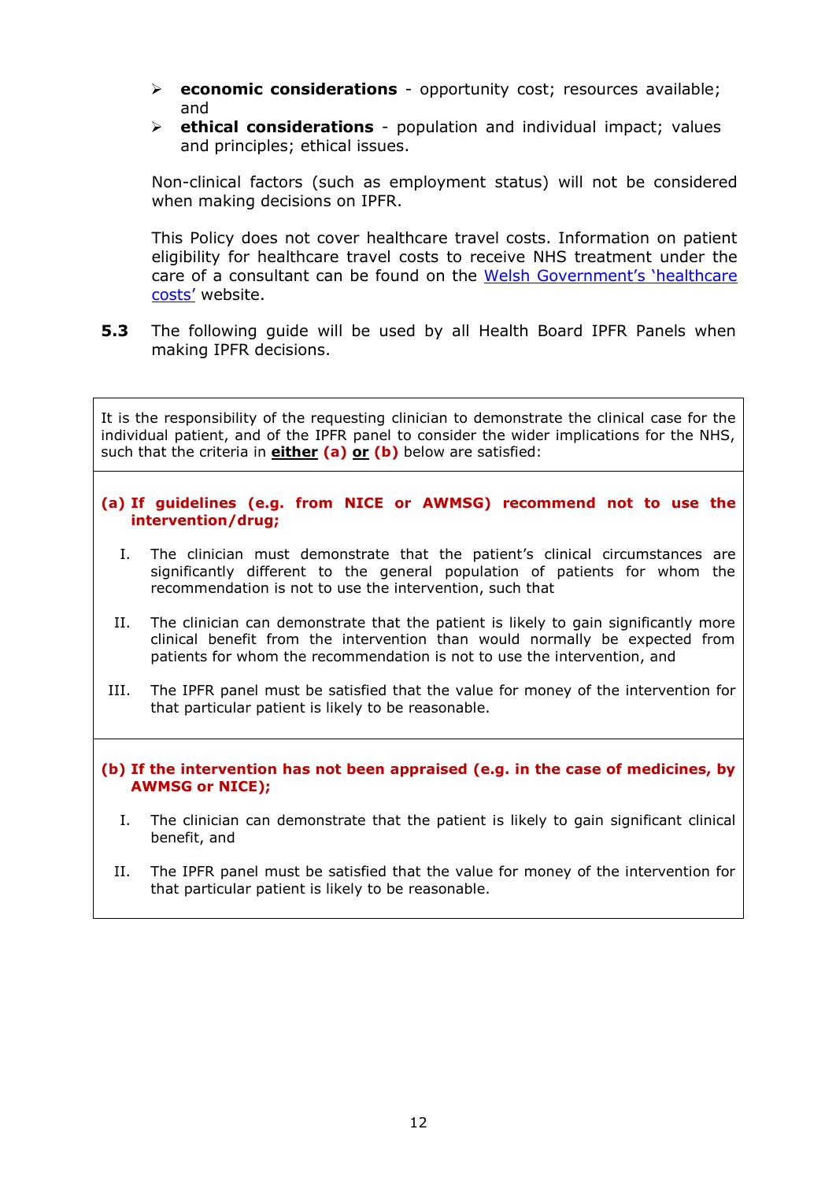- **economic considerations** - opportunity cost; resources available; and
- **ethical considerations** - population and individual impact; values and principles; ethical issues.

Non-clinical factors (such as employment status) will not be considered when making decisions on IPFR.

This Policy does not cover healthcare travel costs. Information on patient eligibility for healthcare travel costs to receive NHS treatment under the care of a consultant can be found on the [Welsh Government's 'healthcare costs'](#) website.

**5.3** The following guide will be used by all Health Board IPFR Panels when making IPFR decisions.

---

It is the responsibility of the requesting clinician to demonstrate the clinical case for the individual patient, and of the IPFR panel to consider the wider implications for the NHS, such that the criteria in **either** **(a)** **or** **(b)** below are satisfied:

**(a) If guidelines (e.g. from NICE or AWMSG) recommend not to use the intervention/drug;**

I. The clinician must demonstrate that the patient's clinical circumstances are significantly different to the general population of patients for whom the recommendation is not to use the intervention, such that

II. The clinician can demonstrate that the patient is likely to gain significantly more clinical benefit from the intervention than would normally be expected from patients for whom the recommendation is not to use the intervention, and

III. The IPFR panel must be satisfied that the value for money of the intervention for that particular patient is likely to be reasonable.

**(b) If the intervention has not been appraised (e.g. in the case of medicines, by AWMSG or NICE);**

I. The clinician can demonstrate that the patient is likely to gain significant clinical benefit, and

II. The IPFR panel must be satisfied that the value for money of the intervention for that particular patient is likely to be reasonable.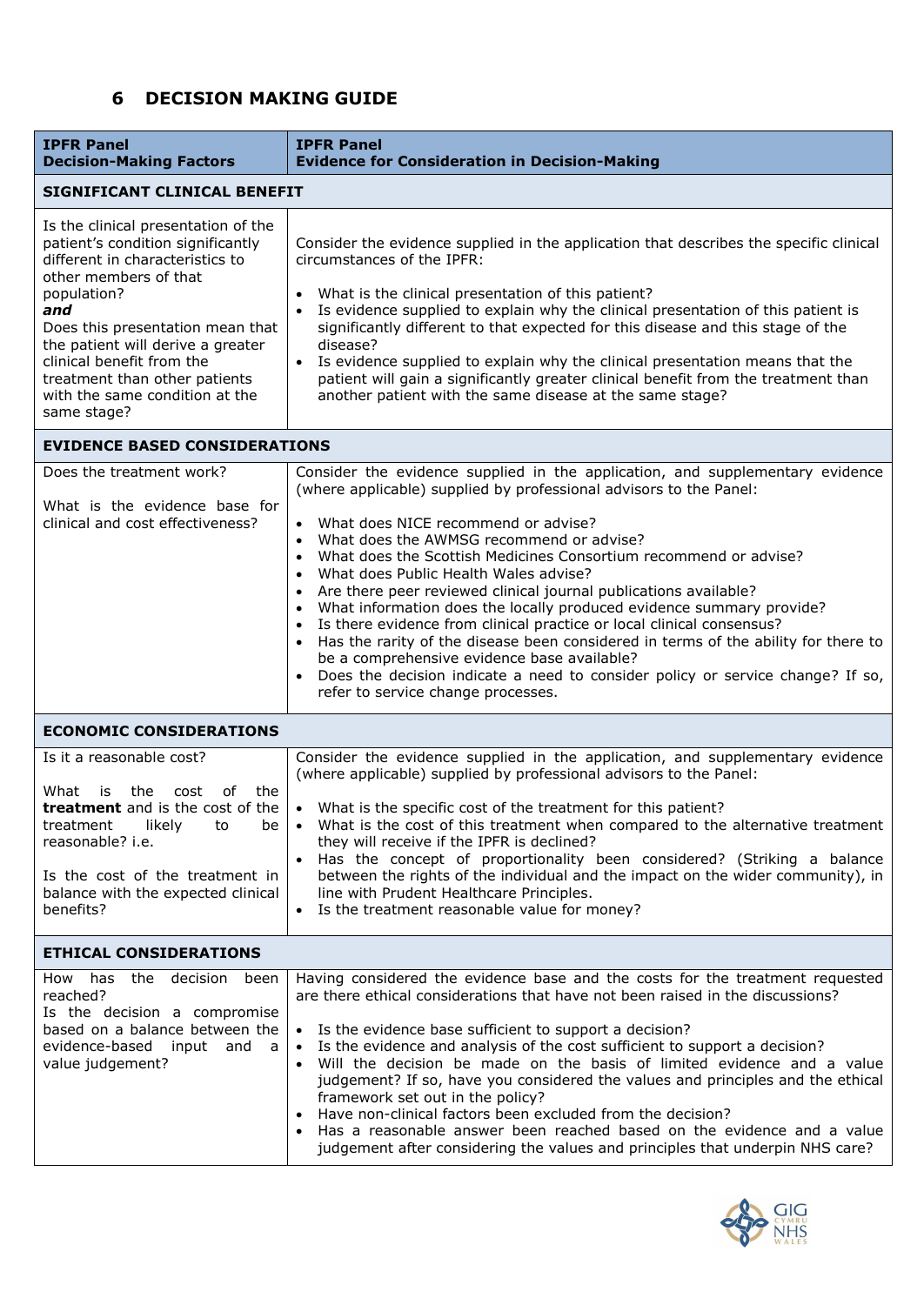## 6 DECISION MAKING GUIDE

| IPFR Panel<br>Decision-Making Factors | IPFR Panel<br>Evidence for Consideration in Decision-Making |
|---|---|
| **SIGNIFICANT CLINICAL BENEFIT** | |
| Is the clinical presentation of the patient's condition significantly different in characteristics to other members of that population?<br>***and***<br>Does this presentation mean that the patient will derive a greater clinical benefit from the treatment than other patients with the same condition at the same stage? | Consider the evidence supplied in the application that describes the specific clinical circumstances of the IPFR:<br><br>• What is the clinical presentation of this patient?<br>• Is evidence supplied to explain why the clinical presentation of this patient is significantly different to that expected for this disease and this stage of the disease?<br>• Is evidence supplied to explain why the clinical presentation means that the patient will gain a significantly greater clinical benefit from the treatment than another patient with the same disease at the same stage? |
| **EVIDENCE BASED CONSIDERATIONS** | |
| Does the treatment work?<br><br>What is the evidence base for clinical and cost effectiveness? | Consider the evidence supplied in the application, and supplementary evidence (where applicable) supplied by professional advisors to the Panel:<br><br>• What does NICE recommend or advise?<br>• What does the AWMSG recommend or advise?<br>• What does the Scottish Medicines Consortium recommend or advise?<br>• What does Public Health Wales advise?<br>• Are there peer reviewed clinical journal publications available?<br>• What information does the locally produced evidence summary provide?<br>• Is there evidence from clinical practice or local clinical consensus?<br>• Has the rarity of the disease been considered in terms of the ability for there to be a comprehensive evidence base available?<br>• Does the decision indicate a need to consider policy or service change? If so, refer to service change processes. |
| **ECONOMIC CONSIDERATIONS** | |
| Is it a reasonable cost?<br><br>What is the cost of the **treatment** and is the cost of the treatment likely to be reasonable? i.e.<br><br>Is the cost of the treatment in balance with the expected clinical benefits? | Consider the evidence supplied in the application, and supplementary evidence (where applicable) supplied by professional advisors to the Panel:<br><br>• What is the specific cost of the treatment for this patient?<br>• What is the cost of this treatment when compared to the alternative treatment they will receive if the IPFR is declined?<br>• Has the concept of proportionality been considered? (Striking a balance between the rights of the individual and the impact on the wider community), in line with Prudent Healthcare Principles.<br>• Is the treatment reasonable value for money? |
| **ETHICAL CONSIDERATIONS** | |
| How has the decision been reached?<br>Is the decision a compromise based on a balance between the evidence-based input and a value judgement? | Having considered the evidence base and the costs for the treatment requested are there ethical considerations that have not been raised in the discussions?<br><br>• Is the evidence base sufficient to support a decision?<br>• Is the evidence and analysis of the cost sufficient to support a decision?<br>• Will the decision be made on the basis of limited evidence and a value judgement? If so, have you considered the values and principles and the ethical framework set out in the policy?<br>• Have non-clinical factors been excluded from the decision?<br>• Has a reasonable answer been reached based on the evidence and a value judgement after considering the values and principles that underpin NHS care? |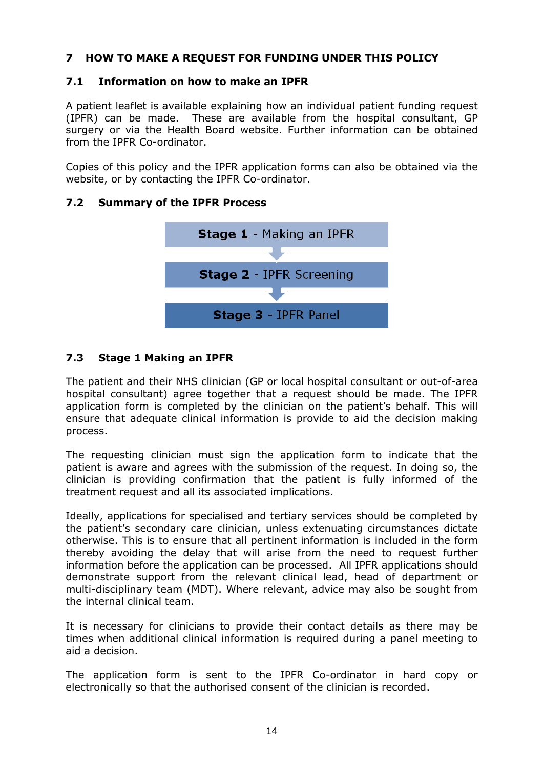## 7 HOW TO MAKE A REQUEST FOR FUNDING UNDER THIS POLICY

### 7.1 Information on how to make an IPFR

A patient leaflet is available explaining how an individual patient funding request (IPFR) can be made. These are available from the hospital consultant, GP surgery or via the Health Board website. Further information can be obtained from the IPFR Co-ordinator.

Copies of this policy and the IPFR application forms can also be obtained via the website, or by contacting the IPFR Co-ordinator.

### 7.2 Summary of the IPFR Process

**Stage 1** - Making an IPFR

↓

**Stage 2** - IPFR Screening

↓

**Stage 3** - IPFR Panel

### 7.3 Stage 1 Making an IPFR

The patient and their NHS clinician (GP or local hospital consultant or out-of-area hospital consultant) agree together that a request should be made. The IPFR application form is completed by the clinician on the patient's behalf. This will ensure that adequate clinical information is provide to aid the decision making process.

The requesting clinician must sign the application form to indicate that the patient is aware and agrees with the submission of the request. In doing so, the clinician is providing confirmation that the patient is fully informed of the treatment request and all its associated implications.

Ideally, applications for specialised and tertiary services should be completed by the patient's secondary care clinician, unless extenuating circumstances dictate otherwise. This is to ensure that all pertinent information is included in the form thereby avoiding the delay that will arise from the need to request further information before the application can be processed. All IPFR applications should demonstrate support from the relevant clinical lead, head of department or multi-disciplinary team (MDT). Where relevant, advice may also be sought from the internal clinical team.

It is necessary for clinicians to provide their contact details as there may be times when additional clinical information is required during a panel meeting to aid a decision.

The application form is sent to the IPFR Co-ordinator in hard copy or electronically so that the authorised consent of the clinician is recorded.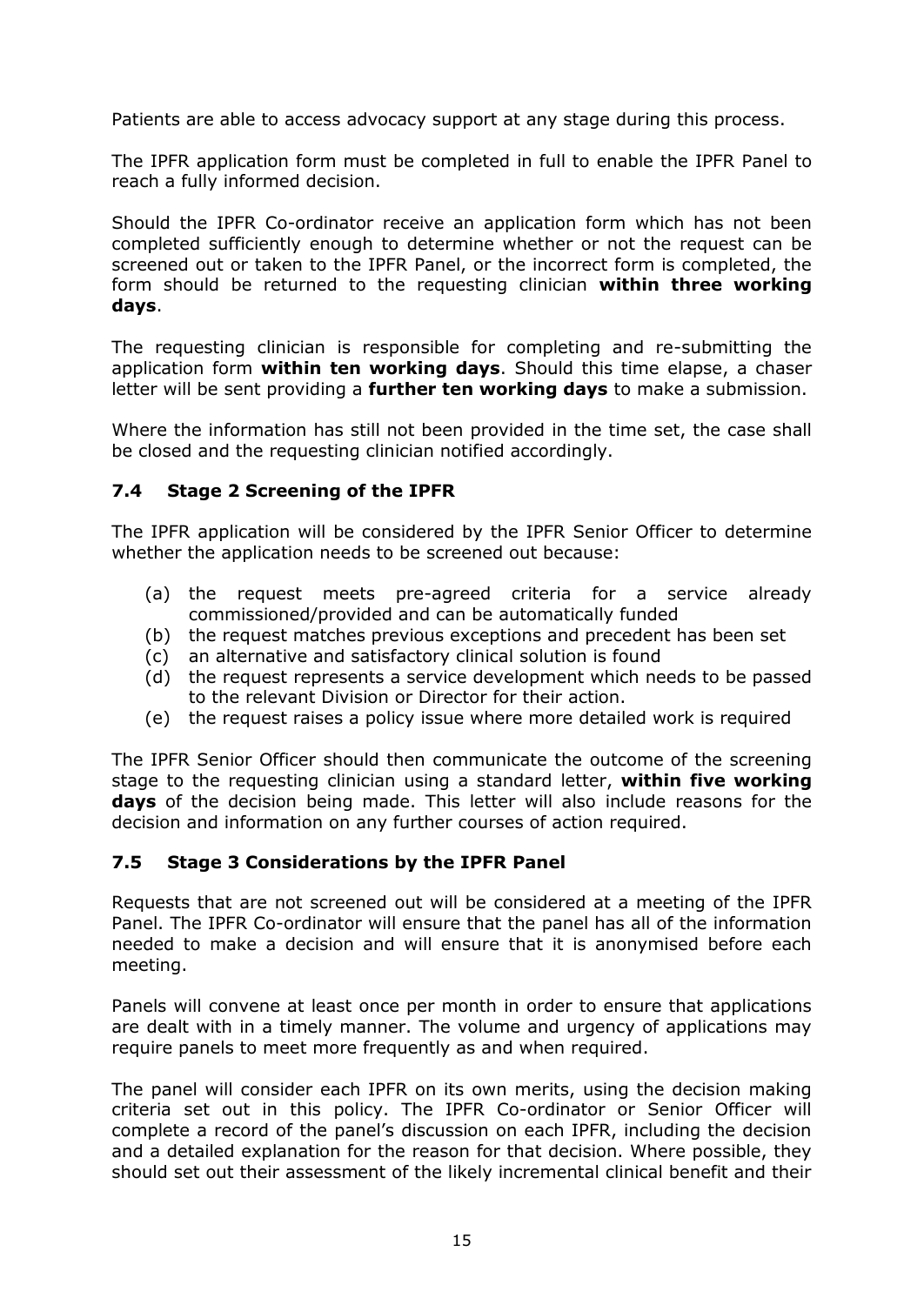Patients are able to access advocacy support at any stage during this process.

The IPFR application form must be completed in full to enable the IPFR Panel to reach a fully informed decision.

Should the IPFR Co-ordinator receive an application form which has not been completed sufficiently enough to determine whether or not the request can be screened out or taken to the IPFR Panel, or the incorrect form is completed, the form should be returned to the requesting clinician **within three working days**.

The requesting clinician is responsible for completing and re-submitting the application form **within ten working days**. Should this time elapse, a chaser letter will be sent providing a **further ten working days** to make a submission.

Where the information has still not been provided in the time set, the case shall be closed and the requesting clinician notified accordingly.

### 7.4 Stage 2 Screening of the IPFR

The IPFR application will be considered by the IPFR Senior Officer to determine whether the application needs to be screened out because:

(a) the request meets pre-agreed criteria for a service already commissioned/provided and can be automatically funded
(b) the request matches previous exceptions and precedent has been set
(c) an alternative and satisfactory clinical solution is found
(d) the request represents a service development which needs to be passed to the relevant Division or Director for their action.
(e) the request raises a policy issue where more detailed work is required

The IPFR Senior Officer should then communicate the outcome of the screening stage to the requesting clinician using a standard letter, **within five working days** of the decision being made. This letter will also include reasons for the decision and information on any further courses of action required.

### 7.5 Stage 3 Considerations by the IPFR Panel

Requests that are not screened out will be considered at a meeting of the IPFR Panel. The IPFR Co-ordinator will ensure that the panel has all of the information needed to make a decision and will ensure that it is anonymised before each meeting.

Panels will convene at least once per month in order to ensure that applications are dealt with in a timely manner. The volume and urgency of applications may require panels to meet more frequently as and when required.

The panel will consider each IPFR on its own merits, using the decision making criteria set out in this policy. The IPFR Co-ordinator or Senior Officer will complete a record of the panel's discussion on each IPFR, including the decision and a detailed explanation for the reason for that decision. Where possible, they should set out their assessment of the likely incremental clinical benefit and their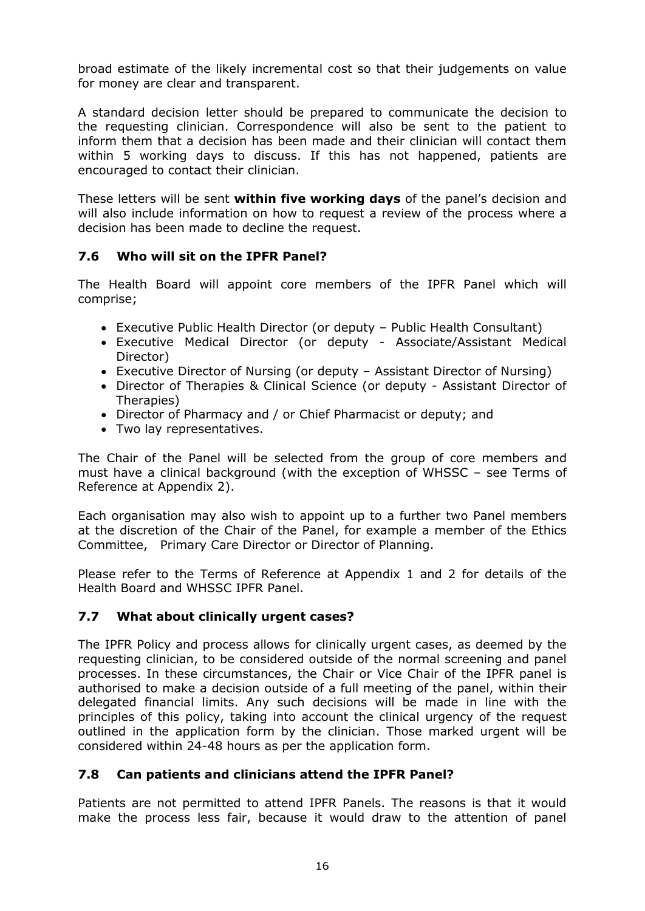broad estimate of the likely incremental cost so that their judgements on value for money are clear and transparent.

A standard decision letter should be prepared to communicate the decision to the requesting clinician. Correspondence will also be sent to the patient to inform them that a decision has been made and their clinician will contact them within 5 working days to discuss. If this has not happened, patients are encouraged to contact their clinician.

These letters will be sent **within five working days** of the panel's decision and will also include information on how to request a review of the process where a decision has been made to decline the request.

### 7.6 Who will sit on the IPFR Panel?

The Health Board will appoint core members of the IPFR Panel which will comprise;

- Executive Public Health Director (or deputy – Public Health Consultant)
- Executive Medical Director (or deputy - Associate/Assistant Medical Director)
- Executive Director of Nursing (or deputy – Assistant Director of Nursing)
- Director of Therapies & Clinical Science (or deputy - Assistant Director of Therapies)
- Director of Pharmacy and / or Chief Pharmacist or deputy; and
- Two lay representatives.

The Chair of the Panel will be selected from the group of core members and must have a clinical background (with the exception of WHSSC – see Terms of Reference at Appendix 2).

Each organisation may also wish to appoint up to a further two Panel members at the discretion of the Chair of the Panel, for example a member of the Ethics Committee, Primary Care Director or Director of Planning.

Please refer to the Terms of Reference at Appendix 1 and 2 for details of the Health Board and WHSSC IPFR Panel.

### 7.7 What about clinically urgent cases?

The IPFR Policy and process allows for clinically urgent cases, as deemed by the requesting clinician, to be considered outside of the normal screening and panel processes. In these circumstances, the Chair or Vice Chair of the IPFR panel is authorised to make a decision outside of a full meeting of the panel, within their delegated financial limits. Any such decisions will be made in line with the principles of this policy, taking into account the clinical urgency of the request outlined in the application form by the clinician. Those marked urgent will be considered within 24-48 hours as per the application form.

### 7.8 Can patients and clinicians attend the IPFR Panel?

Patients are not permitted to attend IPFR Panels. The reasons is that it would make the process less fair, because it would draw to the attention of panel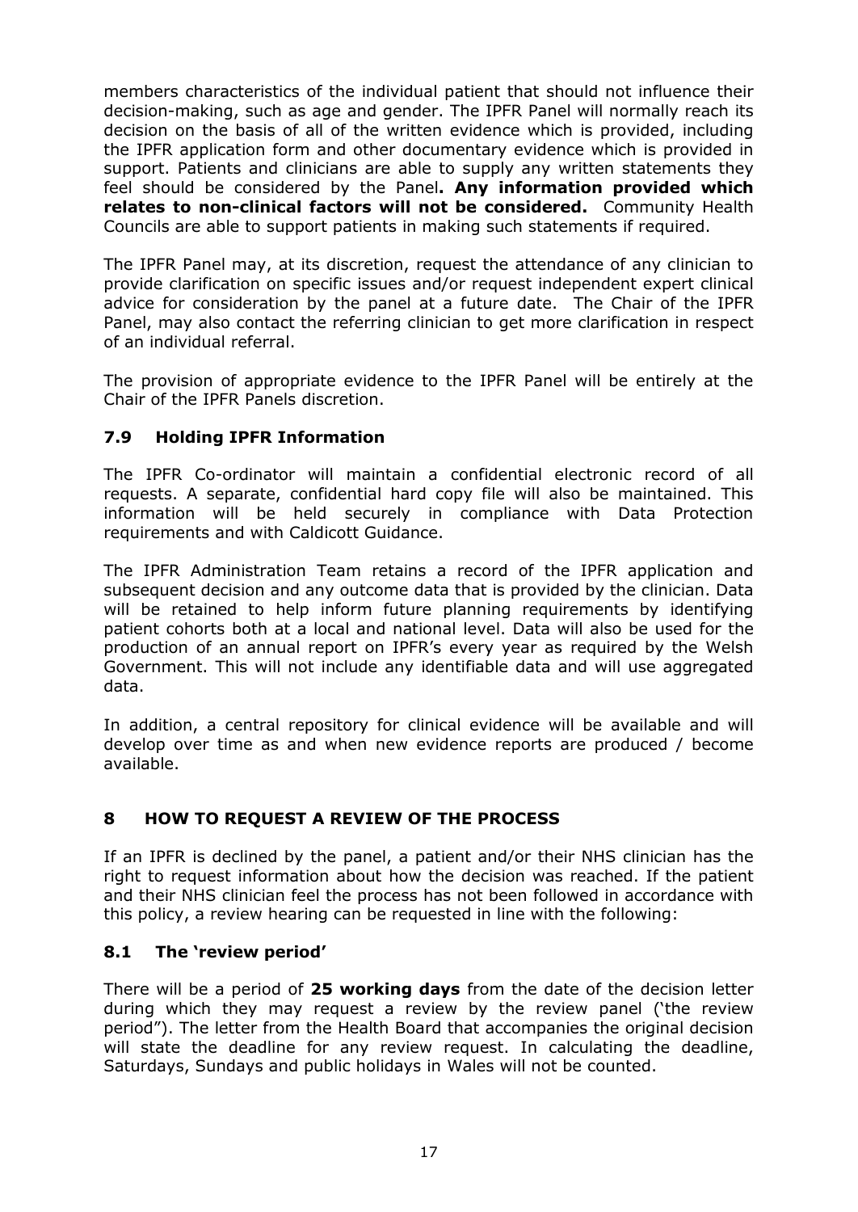members characteristics of the individual patient that should not influence their decision-making, such as age and gender. The IPFR Panel will normally reach its decision on the basis of all of the written evidence which is provided, including the IPFR application form and other documentary evidence which is provided in support. Patients and clinicians are able to supply any written statements they feel should be considered by the Panel**. Any information provided which relates to non-clinical factors will not be considered.** Community Health Councils are able to support patients in making such statements if required.

The IPFR Panel may, at its discretion, request the attendance of any clinician to provide clarification on specific issues and/or request independent expert clinical advice for consideration by the panel at a future date. The Chair of the IPFR Panel, may also contact the referring clinician to get more clarification in respect of an individual referral.

The provision of appropriate evidence to the IPFR Panel will be entirely at the Chair of the IPFR Panels discretion.

### 7.9 Holding IPFR Information

The IPFR Co-ordinator will maintain a confidential electronic record of all requests. A separate, confidential hard copy file will also be maintained. This information will be held securely in compliance with Data Protection requirements and with Caldicott Guidance.

The IPFR Administration Team retains a record of the IPFR application and subsequent decision and any outcome data that is provided by the clinician. Data will be retained to help inform future planning requirements by identifying patient cohorts both at a local and national level. Data will also be used for the production of an annual report on IPFR's every year as required by the Welsh Government. This will not include any identifiable data and will use aggregated data.

In addition, a central repository for clinical evidence will be available and will develop over time as and when new evidence reports are produced / become available.

## 8 HOW TO REQUEST A REVIEW OF THE PROCESS

If an IPFR is declined by the panel, a patient and/or their NHS clinician has the right to request information about how the decision was reached. If the patient and their NHS clinician feel the process has not been followed in accordance with this policy, a review hearing can be requested in line with the following:

### 8.1 The 'review period'

There will be a period of **25 working days** from the date of the decision letter during which they may request a review by the review panel ('the review period"). The letter from the Health Board that accompanies the original decision will state the deadline for any review request. In calculating the deadline, Saturdays, Sundays and public holidays in Wales will not be counted.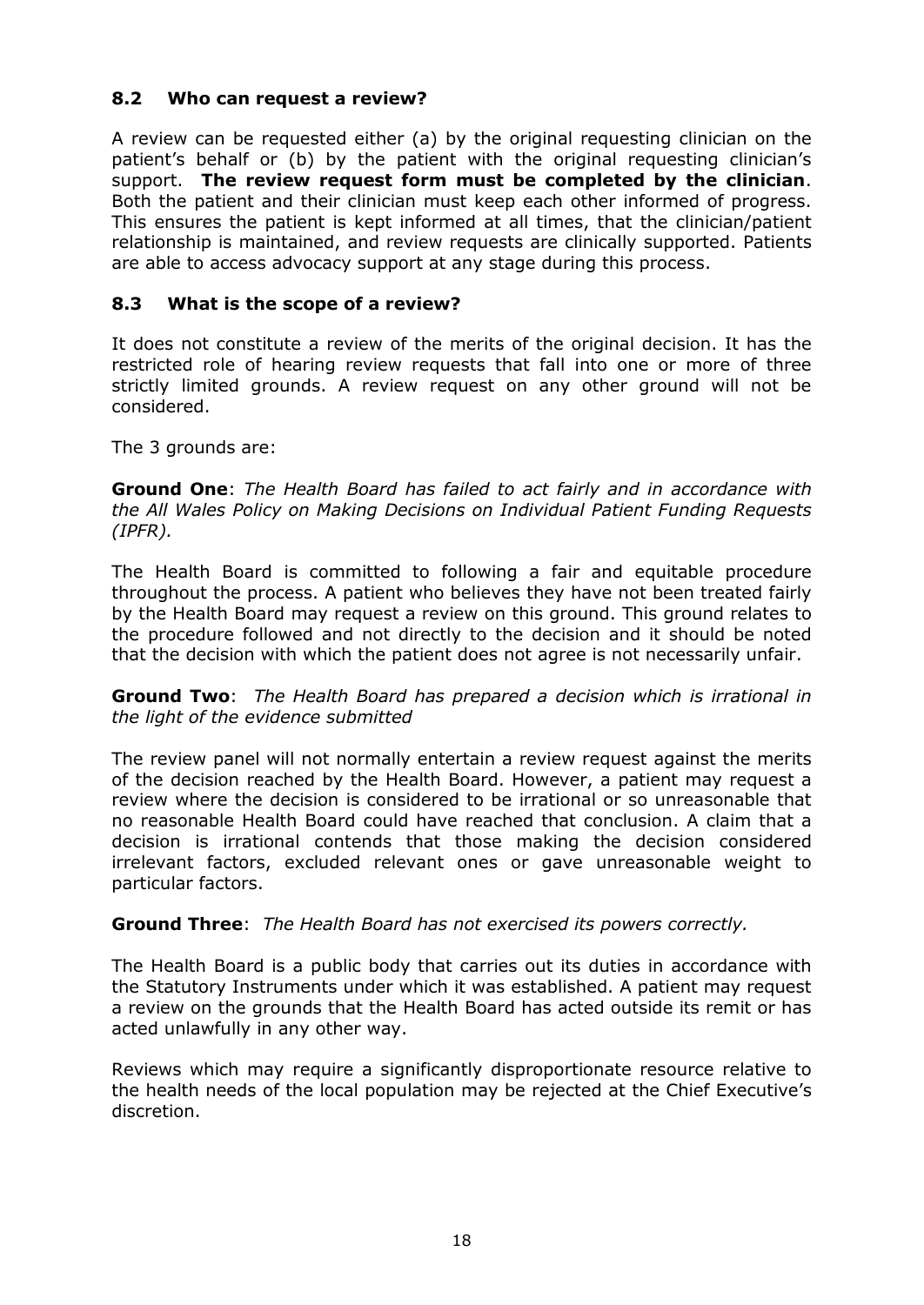### 8.2 Who can request a review?

A review can be requested either (a) by the original requesting clinician on the patient's behalf or (b) by the patient with the original requesting clinician's support. **The review request form must be completed by the clinician**. Both the patient and their clinician must keep each other informed of progress. This ensures the patient is kept informed at all times, that the clinician/patient relationship is maintained, and review requests are clinically supported. Patients are able to access advocacy support at any stage during this process.

### 8.3 What is the scope of a review?

It does not constitute a review of the merits of the original decision. It has the restricted role of hearing review requests that fall into one or more of three strictly limited grounds. A review request on any other ground will not be considered.

The 3 grounds are:

**Ground One**: *The Health Board has failed to act fairly and in accordance with the All Wales Policy on Making Decisions on Individual Patient Funding Requests (IPFR).*

The Health Board is committed to following a fair and equitable procedure throughout the process. A patient who believes they have not been treated fairly by the Health Board may request a review on this ground. This ground relates to the procedure followed and not directly to the decision and it should be noted that the decision with which the patient does not agree is not necessarily unfair.

**Ground Two**: *The Health Board has prepared a decision which is irrational in the light of the evidence submitted*

The review panel will not normally entertain a review request against the merits of the decision reached by the Health Board. However, a patient may request a review where the decision is considered to be irrational or so unreasonable that no reasonable Health Board could have reached that conclusion. A claim that a decision is irrational contends that those making the decision considered irrelevant factors, excluded relevant ones or gave unreasonable weight to particular factors.

**Ground Three**: *The Health Board has not exercised its powers correctly.*

The Health Board is a public body that carries out its duties in accordance with the Statutory Instruments under which it was established. A patient may request a review on the grounds that the Health Board has acted outside its remit or has acted unlawfully in any other way.

Reviews which may require a significantly disproportionate resource relative to the health needs of the local population may be rejected at the Chief Executive's discretion.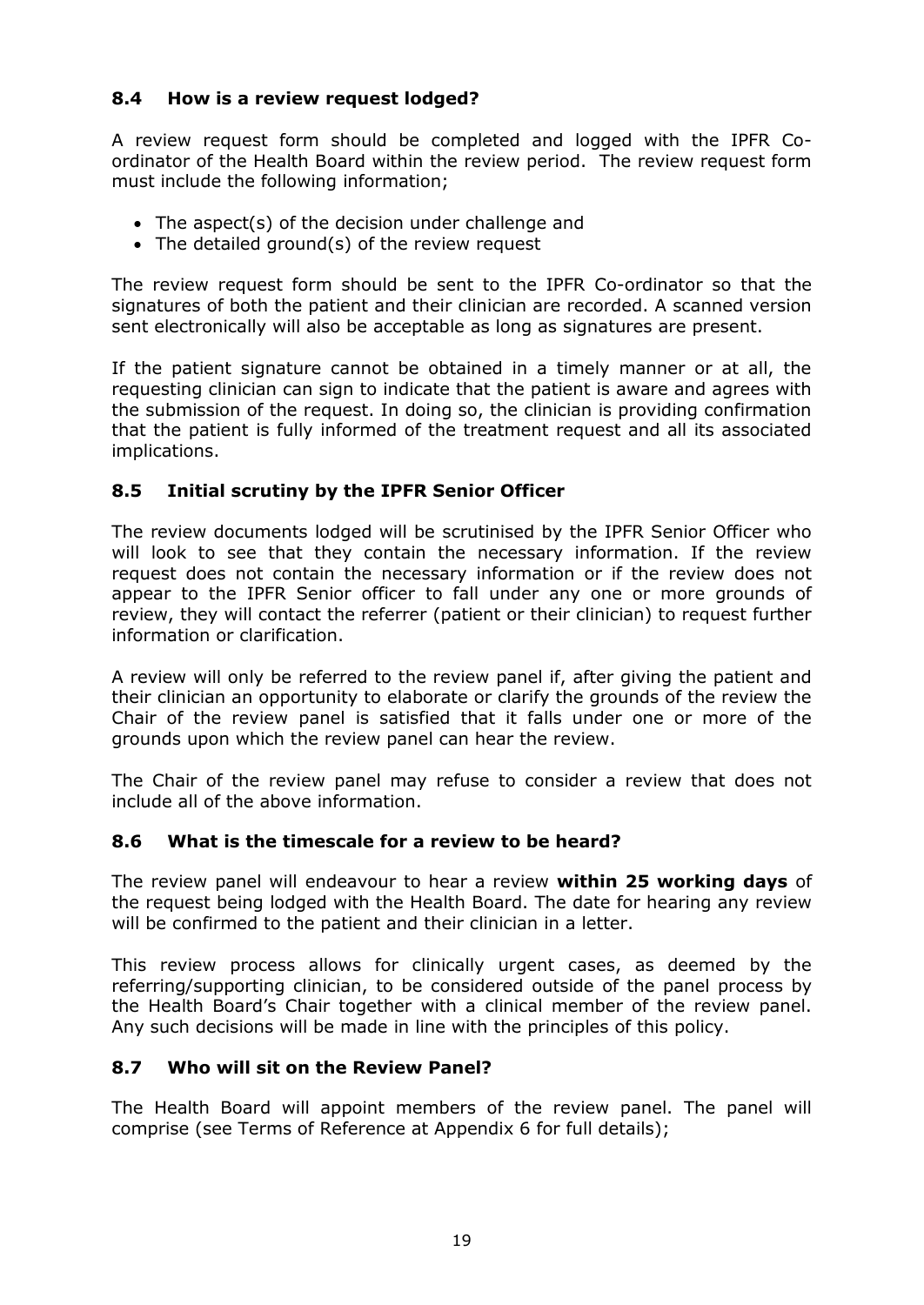### 8.4 How is a review request lodged?

A review request form should be completed and logged with the IPFR Co-ordinator of the Health Board within the review period. The review request form must include the following information;

- The aspect(s) of the decision under challenge and
- The detailed ground(s) of the review request

The review request form should be sent to the IPFR Co-ordinator so that the signatures of both the patient and their clinician are recorded. A scanned version sent electronically will also be acceptable as long as signatures are present.

If the patient signature cannot be obtained in a timely manner or at all, the requesting clinician can sign to indicate that the patient is aware and agrees with the submission of the request. In doing so, the clinician is providing confirmation that the patient is fully informed of the treatment request and all its associated implications.

### 8.5 Initial scrutiny by the IPFR Senior Officer

The review documents lodged will be scrutinised by the IPFR Senior Officer who will look to see that they contain the necessary information. If the review request does not contain the necessary information or if the review does not appear to the IPFR Senior officer to fall under any one or more grounds of review, they will contact the referrer (patient or their clinician) to request further information or clarification.

A review will only be referred to the review panel if, after giving the patient and their clinician an opportunity to elaborate or clarify the grounds of the review the Chair of the review panel is satisfied that it falls under one or more of the grounds upon which the review panel can hear the review.

The Chair of the review panel may refuse to consider a review that does not include all of the above information.

### 8.6 What is the timescale for a review to be heard?

The review panel will endeavour to hear a review **within 25 working days** of the request being lodged with the Health Board. The date for hearing any review will be confirmed to the patient and their clinician in a letter.

This review process allows for clinically urgent cases, as deemed by the referring/supporting clinician, to be considered outside of the panel process by the Health Board's Chair together with a clinical member of the review panel. Any such decisions will be made in line with the principles of this policy.

### 8.7 Who will sit on the Review Panel?

The Health Board will appoint members of the review panel. The panel will comprise (see Terms of Reference at Appendix 6 for full details);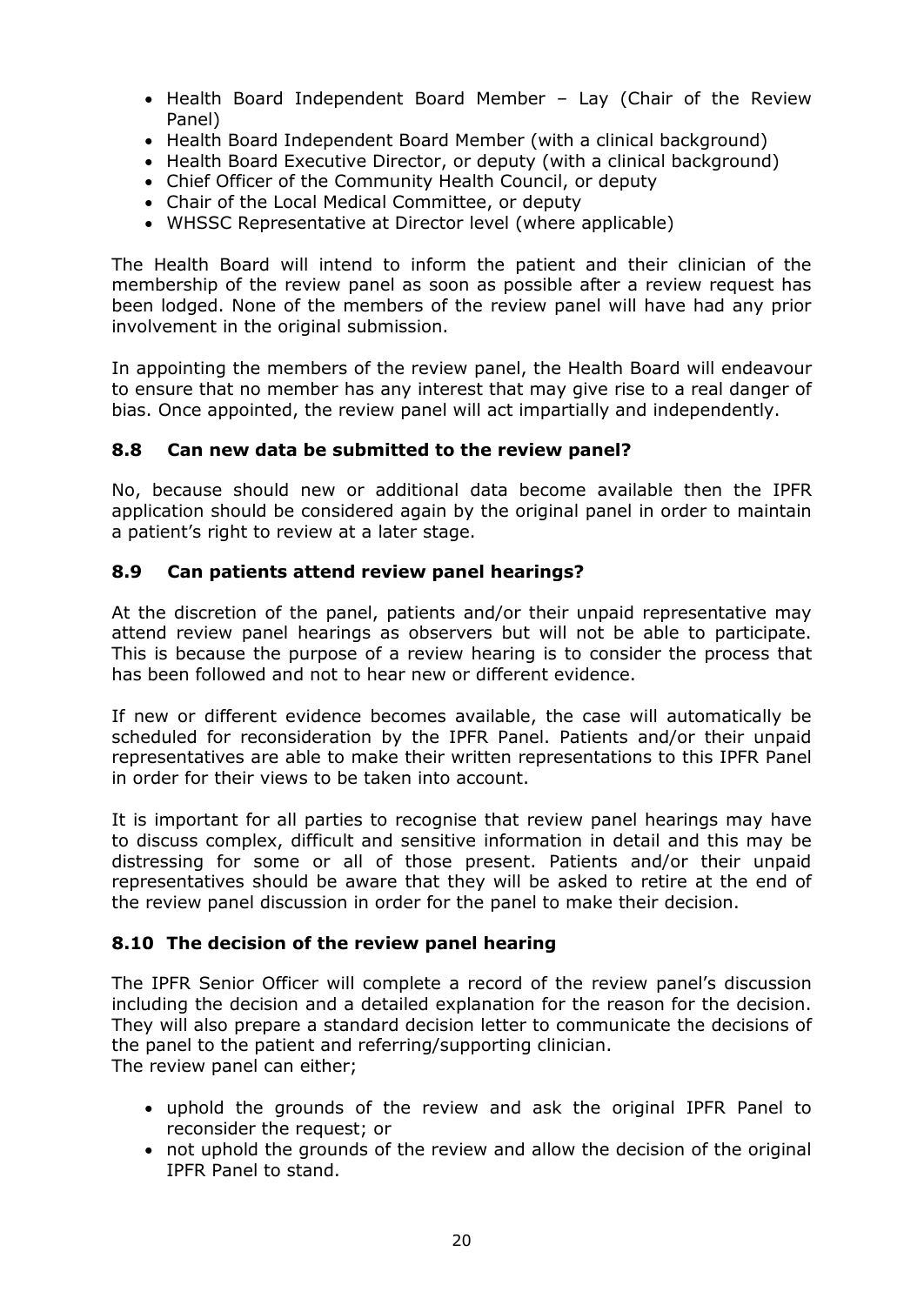- Health Board Independent Board Member – Lay (Chair of the Review Panel)
- Health Board Independent Board Member (with a clinical background)
- Health Board Executive Director, or deputy (with a clinical background)
- Chief Officer of the Community Health Council, or deputy
- Chair of the Local Medical Committee, or deputy
- WHSSC Representative at Director level (where applicable)

The Health Board will intend to inform the patient and their clinician of the membership of the review panel as soon as possible after a review request has been lodged. None of the members of the review panel will have had any prior involvement in the original submission.

In appointing the members of the review panel, the Health Board will endeavour to ensure that no member has any interest that may give rise to a real danger of bias. Once appointed, the review panel will act impartially and independently.

### 8.8 Can new data be submitted to the review panel?

No, because should new or additional data become available then the IPFR application should be considered again by the original panel in order to maintain a patient's right to review at a later stage.

### 8.9 Can patients attend review panel hearings?

At the discretion of the panel, patients and/or their unpaid representative may attend review panel hearings as observers but will not be able to participate. This is because the purpose of a review hearing is to consider the process that has been followed and not to hear new or different evidence.

If new or different evidence becomes available, the case will automatically be scheduled for reconsideration by the IPFR Panel. Patients and/or their unpaid representatives are able to make their written representations to this IPFR Panel in order for their views to be taken into account.

It is important for all parties to recognise that review panel hearings may have to discuss complex, difficult and sensitive information in detail and this may be distressing for some or all of those present. Patients and/or their unpaid representatives should be aware that they will be asked to retire at the end of the review panel discussion in order for the panel to make their decision.

### 8.10 The decision of the review panel hearing

The IPFR Senior Officer will complete a record of the review panel's discussion including the decision and a detailed explanation for the reason for the decision. They will also prepare a standard decision letter to communicate the decisions of the panel to the patient and referring/supporting clinician.
The review panel can either;

- uphold the grounds of the review and ask the original IPFR Panel to reconsider the request; or
- not uphold the grounds of the review and allow the decision of the original IPFR Panel to stand.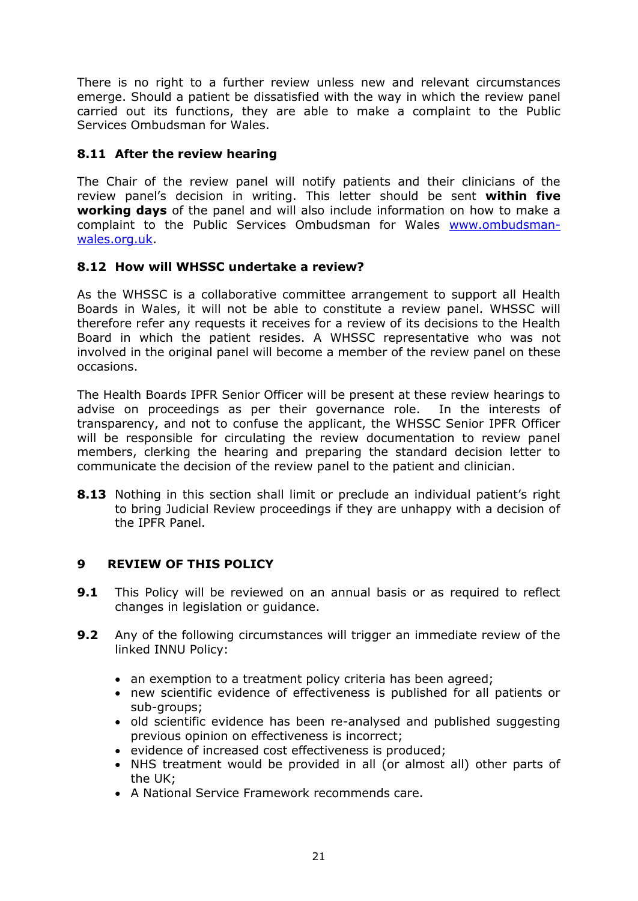There is no right to a further review unless new and relevant circumstances emerge. Should a patient be dissatisfied with the way in which the review panel carried out its functions, they are able to make a complaint to the Public Services Ombudsman for Wales.

### 8.11 After the review hearing

The Chair of the review panel will notify patients and their clinicians of the review panel's decision in writing. This letter should be sent **within five working days** of the panel and will also include information on how to make a complaint to the Public Services Ombudsman for Wales [www.ombudsman-wales.org.uk](http://www.ombudsman-wales.org.uk).

### 8.12 How will WHSSC undertake a review?

As the WHSSC is a collaborative committee arrangement to support all Health Boards in Wales, it will not be able to constitute a review panel. WHSSC will therefore refer any requests it receives for a review of its decisions to the Health Board in which the patient resides. A WHSSC representative who was not involved in the original panel will become a member of the review panel on these occasions.

The Health Boards IPFR Senior Officer will be present at these review hearings to advise on proceedings as per their governance role. In the interests of transparency, and not to confuse the applicant, the WHSSC Senior IPFR Officer will be responsible for circulating the review documentation to review panel members, clerking the hearing and preparing the standard decision letter to communicate the decision of the review panel to the patient and clinician.

**8.13** Nothing in this section shall limit or preclude an individual patient's right to bring Judicial Review proceedings if they are unhappy with a decision of the IPFR Panel.

## 9 REVIEW OF THIS POLICY

**9.1** This Policy will be reviewed on an annual basis or as required to reflect changes in legislation or guidance.

**9.2** Any of the following circumstances will trigger an immediate review of the linked INNU Policy:

- an exemption to a treatment policy criteria has been agreed;
- new scientific evidence of effectiveness is published for all patients or sub-groups;
- old scientific evidence has been re-analysed and published suggesting previous opinion on effectiveness is incorrect;
- evidence of increased cost effectiveness is produced;
- NHS treatment would be provided in all (or almost all) other parts of the UK;
- A National Service Framework recommends care.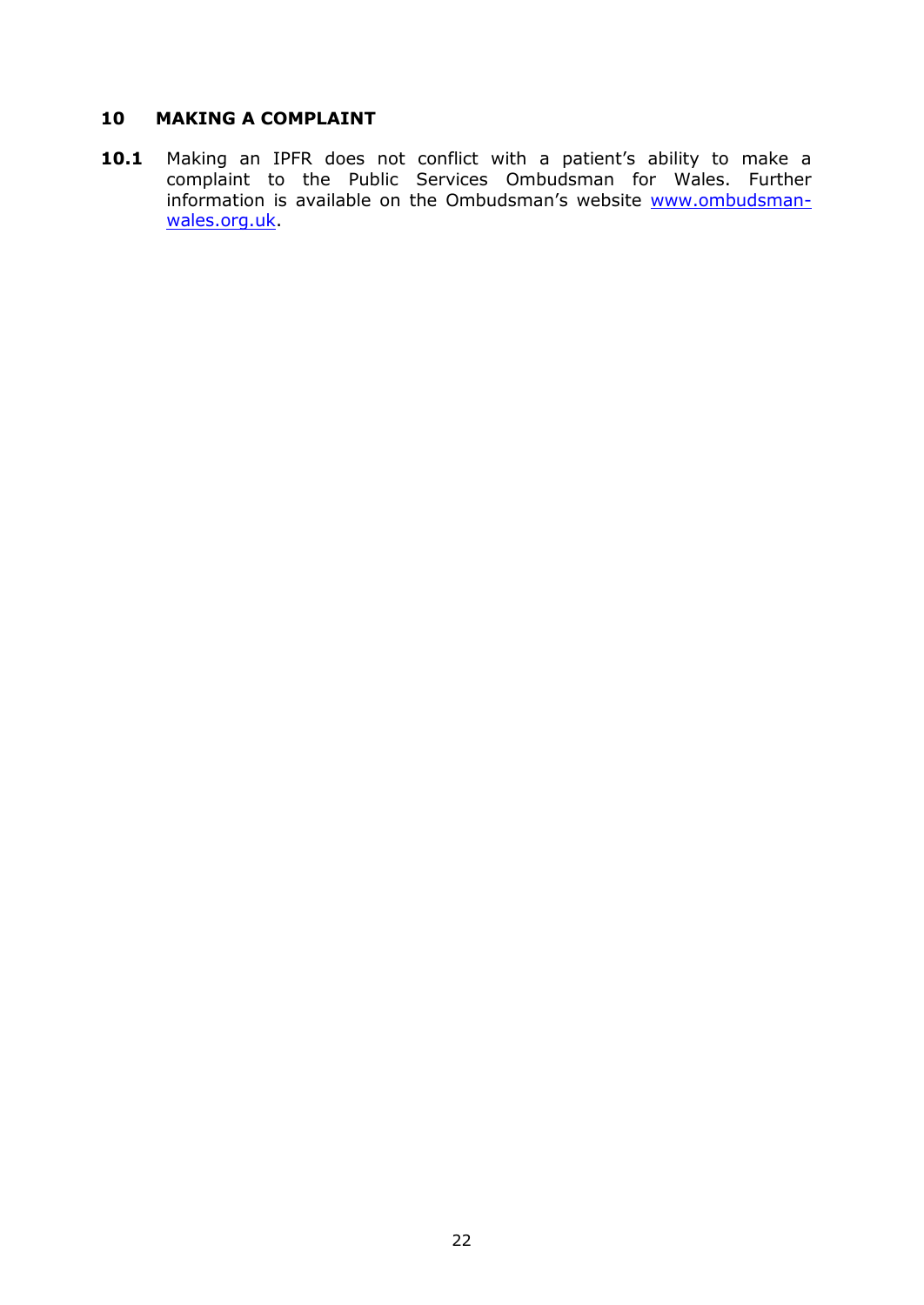## 10 MAKING A COMPLAINT

**10.1** Making an IPFR does not conflict with a patient's ability to make a complaint to the Public Services Ombudsman for Wales. Further information is available on the Ombudsman's website [www.ombudsman-wales.org.uk](http://www.ombudsman-wales.org.uk).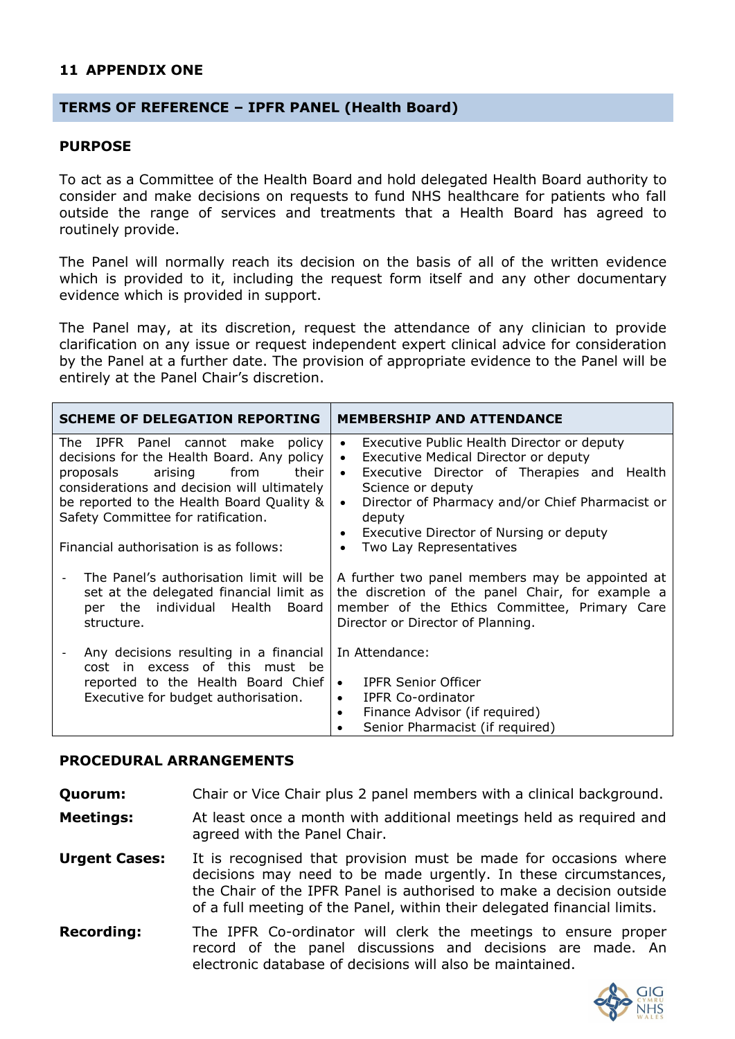## 11 APPENDIX ONE

### TERMS OF REFERENCE – IPFR PANEL (Health Board)

**PURPOSE**

To act as a Committee of the Health Board and hold delegated Health Board authority to consider and make decisions on requests to fund NHS healthcare for patients who fall outside the range of services and treatments that a Health Board has agreed to routinely provide.

The Panel will normally reach its decision on the basis of all of the written evidence which is provided to it, including the request form itself and any other documentary evidence which is provided in support.

The Panel may, at its discretion, request the attendance of any clinician to provide clarification on any issue or request independent expert clinical advice for consideration by the Panel at a further date. The provision of appropriate evidence to the Panel will be entirely at the Panel Chair's discretion.

| SCHEME OF DELEGATION REPORTING | MEMBERSHIP AND ATTENDANCE |
|---|---|
| The IPFR Panel cannot make policy decisions for the Health Board. Any policy proposals arising from their considerations and decision will ultimately be reported to the Health Board Quality & Safety Committee for ratification.<br><br>Financial authorisation is as follows: | • Executive Public Health Director or deputy<br>• Executive Medical Director or deputy<br>• Executive Director of Therapies and Health Science or deputy<br>• Director of Pharmacy and/or Chief Pharmacist or deputy<br>• Executive Director of Nursing or deputy<br>• Two Lay Representatives |
| - The Panel's authorisation limit will be set at the delegated financial limit as per the individual Health Board structure. | A further two panel members may be appointed at the discretion of the panel Chair, for example a member of the Ethics Committee, Primary Care Director or Director of Planning. |
| - Any decisions resulting in a financial cost in excess of this must be reported to the Health Board Chief Executive for budget authorisation. | In Attendance:<br>• IPFR Senior Officer<br>• IPFR Co-ordinator<br>• Finance Advisor (if required)<br>• Senior Pharmacist (if required) |

**PROCEDURAL ARRANGEMENTS**

**Quorum:** Chair or Vice Chair plus 2 panel members with a clinical background.

**Meetings:** At least once a month with additional meetings held as required and agreed with the Panel Chair.

**Urgent Cases:** It is recognised that provision must be made for occasions where decisions may need to be made urgently. In these circumstances, the Chair of the IPFR Panel is authorised to make a decision outside of a full meeting of the Panel, within their delegated financial limits.

**Recording:** The IPFR Co-ordinator will clerk the meetings to ensure proper record of the panel discussions and decisions are made. An electronic database of decisions will also be maintained.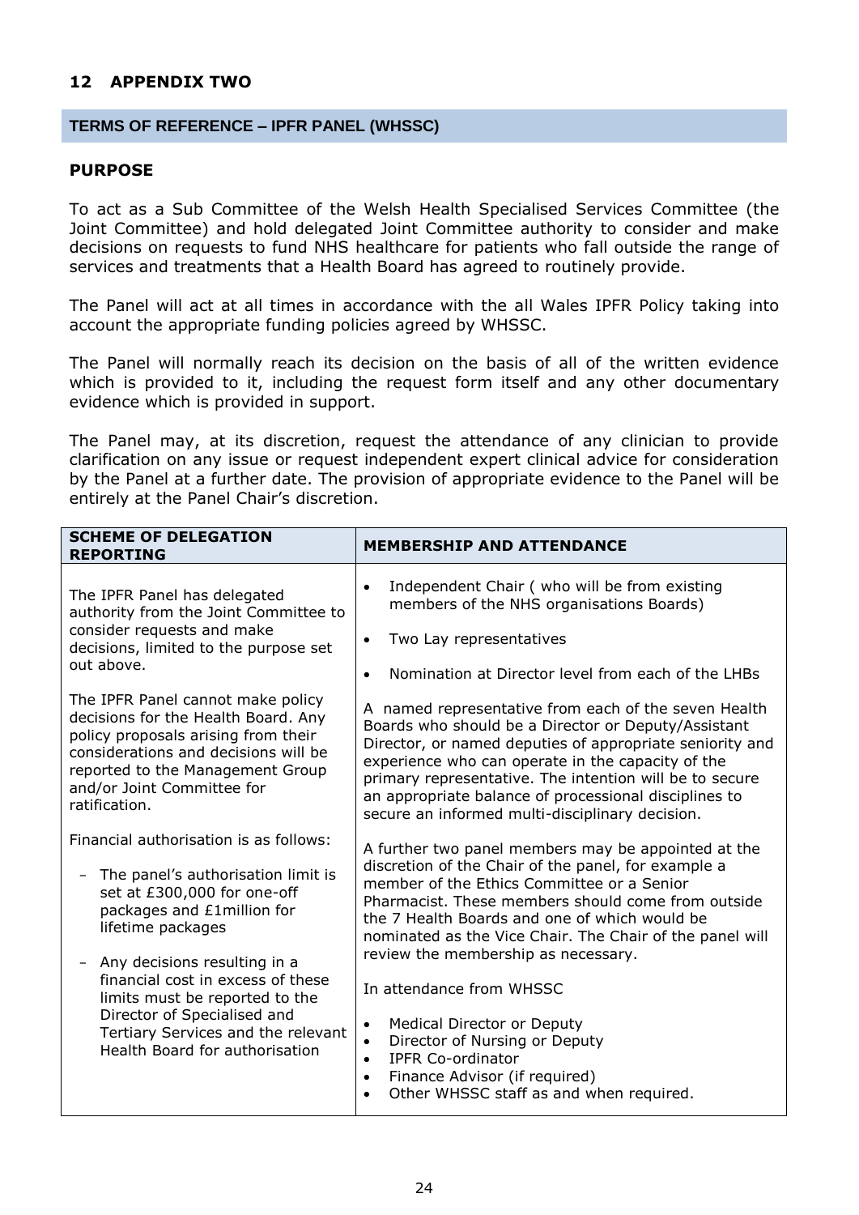## 12 APPENDIX TWO

### TERMS OF REFERENCE – IPFR PANEL (WHSSC)

**PURPOSE**

To act as a Sub Committee of the Welsh Health Specialised Services Committee (the Joint Committee) and hold delegated Joint Committee authority to consider and make decisions on requests to fund NHS healthcare for patients who fall outside the range of services and treatments that a Health Board has agreed to routinely provide.

The Panel will act at all times in accordance with the all Wales IPFR Policy taking into account the appropriate funding policies agreed by WHSSC.

The Panel will normally reach its decision on the basis of all of the written evidence which is provided to it, including the request form itself and any other documentary evidence which is provided in support.

The Panel may, at its discretion, request the attendance of any clinician to provide clarification on any issue or request independent expert clinical advice for consideration by the Panel at a further date. The provision of appropriate evidence to the Panel will be entirely at the Panel Chair's discretion.

| SCHEME OF DELEGATION REPORTING | MEMBERSHIP AND ATTENDANCE |
|---|---|
| The IPFR Panel has delegated authority from the Joint Committee to consider requests and make decisions, limited to the purpose set out above.<br><br>The IPFR Panel cannot make policy decisions for the Health Board. Any policy proposals arising from their considerations and decisions will be reported to the Management Group and/or Joint Committee for ratification.<br><br>Financial authorisation is as follows:<br><br>- The panel's authorisation limit is set at £300,000 for one-off packages and £1million for lifetime packages<br><br>- Any decisions resulting in a financial cost in excess of these limits must be reported to the Director of Specialised and Tertiary Services and the relevant Health Board for authorisation | • Independent Chair ( who will be from existing members of the NHS organisations Boards)<br><br>• Two Lay representatives<br><br>• Nomination at Director level from each of the LHBs<br><br>A named representative from each of the seven Health Boards who should be a Director or Deputy/Assistant Director, or named deputies of appropriate seniority and experience who can operate in the capacity of the primary representative. The intention will be to secure an appropriate balance of professional disciplines to secure an informed multi-disciplinary decision.<br><br>A further two panel members may be appointed at the discretion of the Chair of the panel, for example a member of the Ethics Committee or a Senior Pharmacist. These members should come from outside the 7 Health Boards and one of which would be nominated as the Vice Chair. The Chair of the panel will review the membership as necessary.<br><br>In attendance from WHSSC<br><br>• Medical Director or Deputy<br>• Director of Nursing or Deputy<br>• IPFR Co-ordinator<br>• Finance Advisor (if required)<br>• Other WHSSC staff as and when required. |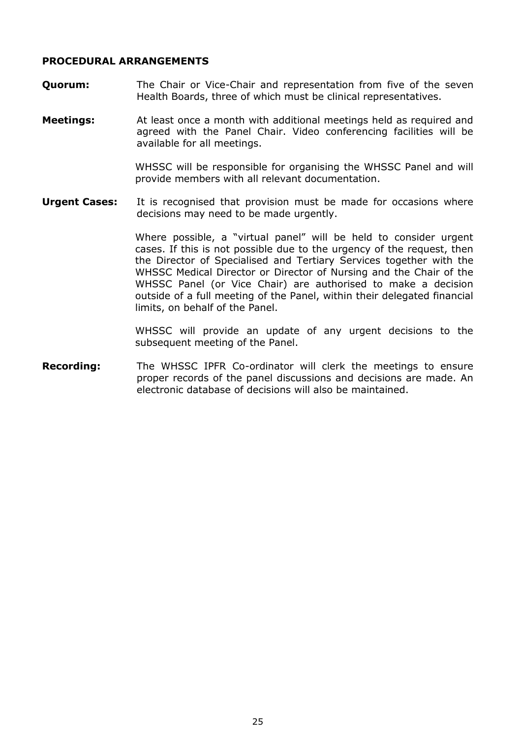**PROCEDURAL ARRANGEMENTS**

**Quorum:** The Chair or Vice-Chair and representation from five of the seven Health Boards, three of which must be clinical representatives.

**Meetings:** At least once a month with additional meetings held as required and agreed with the Panel Chair. Video conferencing facilities will be available for all meetings.

WHSSC will be responsible for organising the WHSSC Panel and will provide members with all relevant documentation.

**Urgent Cases:** It is recognised that provision must be made for occasions where decisions may need to be made urgently.

Where possible, a "virtual panel" will be held to consider urgent cases. If this is not possible due to the urgency of the request, then the Director of Specialised and Tertiary Services together with the WHSSC Medical Director or Director of Nursing and the Chair of the WHSSC Panel (or Vice Chair) are authorised to make a decision outside of a full meeting of the Panel, within their delegated financial limits, on behalf of the Panel.

WHSSC will provide an update of any urgent decisions to the subsequent meeting of the Panel.

**Recording:** The WHSSC IPFR Co-ordinator will clerk the meetings to ensure proper records of the panel discussions and decisions are made. An electronic database of decisions will also be maintained.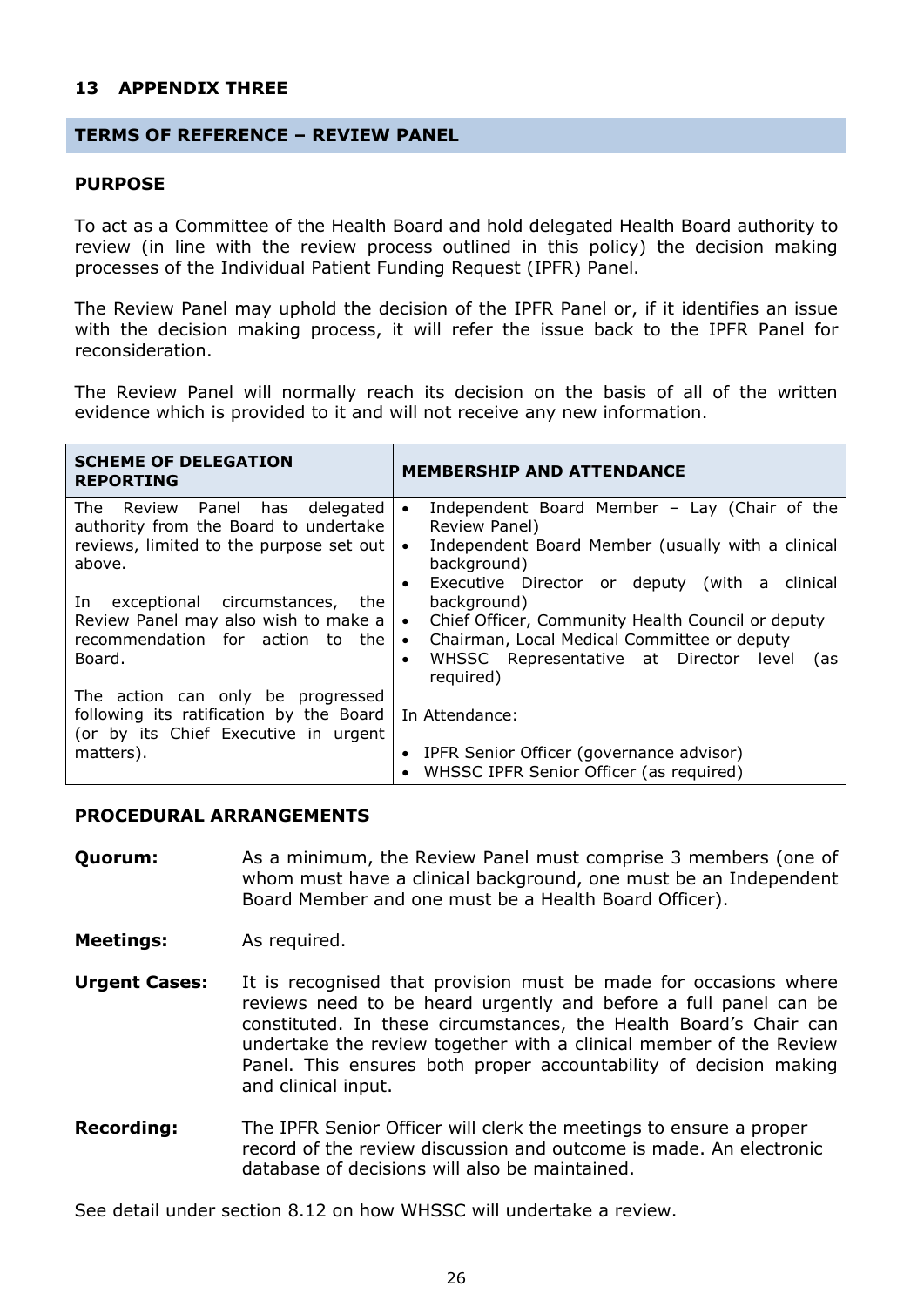## 13 APPENDIX THREE

### TERMS OF REFERENCE – REVIEW PANEL

**PURPOSE**

To act as a Committee of the Health Board and hold delegated Health Board authority to review (in line with the review process outlined in this policy) the decision making processes of the Individual Patient Funding Request (IPFR) Panel.

The Review Panel may uphold the decision of the IPFR Panel or, if it identifies an issue with the decision making process, it will refer the issue back to the IPFR Panel for reconsideration.

The Review Panel will normally reach its decision on the basis of all of the written evidence which is provided to it and will not receive any new information.

| SCHEME OF DELEGATION REPORTING | MEMBERSHIP AND ATTENDANCE |
|---|---|
| The Review Panel has delegated authority from the Board to undertake reviews, limited to the purpose set out above.<br><br>In exceptional circumstances, the Review Panel may also wish to make a recommendation for action to the Board.<br><br>The action can only be progressed following its ratification by the Board (or by its Chief Executive in urgent matters). | • Independent Board Member – Lay (Chair of the Review Panel)<br>• Independent Board Member (usually with a clinical background)<br>• Executive Director or deputy (with a clinical background)<br>• Chief Officer, Community Health Council or deputy<br>• Chairman, Local Medical Committee or deputy<br>• WHSSC Representative at Director level (as required)<br><br>In Attendance:<br><br>• IPFR Senior Officer (governance advisor)<br>• WHSSC IPFR Senior Officer (as required) |

**PROCEDURAL ARRANGEMENTS**

**Quorum:** As a minimum, the Review Panel must comprise 3 members (one of whom must have a clinical background, one must be an Independent Board Member and one must be a Health Board Officer).

**Meetings:** As required.

**Urgent Cases:** It is recognised that provision must be made for occasions where reviews need to be heard urgently and before a full panel can be constituted. In these circumstances, the Health Board's Chair can undertake the review together with a clinical member of the Review Panel. This ensures both proper accountability of decision making and clinical input.

**Recording:** The IPFR Senior Officer will clerk the meetings to ensure a proper record of the review discussion and outcome is made. An electronic database of decisions will also be maintained.

See detail under section 8.12 on how WHSSC will undertake a review.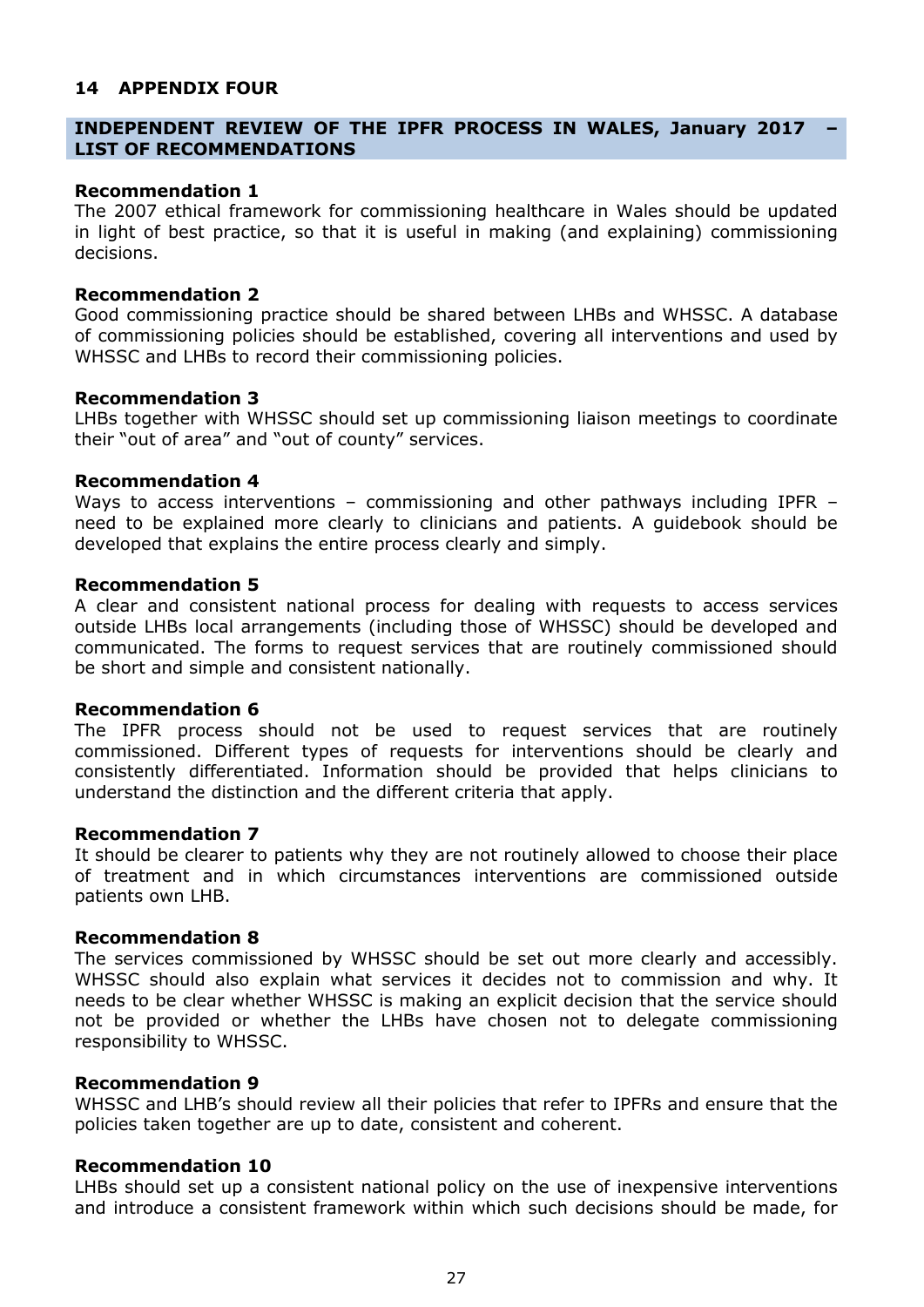## 14 APPENDIX FOUR

### INDEPENDENT REVIEW OF THE IPFR PROCESS IN WALES, January 2017 – LIST OF RECOMMENDATIONS

**Recommendation 1**
The 2007 ethical framework for commissioning healthcare in Wales should be updated in light of best practice, so that it is useful in making (and explaining) commissioning decisions.

**Recommendation 2**
Good commissioning practice should be shared between LHBs and WHSSC. A database of commissioning policies should be established, covering all interventions and used by WHSSC and LHBs to record their commissioning policies.

**Recommendation 3**
LHBs together with WHSSC should set up commissioning liaison meetings to coordinate their "out of area" and "out of county" services.

**Recommendation 4**
Ways to access interventions – commissioning and other pathways including IPFR – need to be explained more clearly to clinicians and patients. A guidebook should be developed that explains the entire process clearly and simply.

**Recommendation 5**
A clear and consistent national process for dealing with requests to access services outside LHBs local arrangements (including those of WHSSC) should be developed and communicated. The forms to request services that are routinely commissioned should be short and simple and consistent nationally.

**Recommendation 6**
The IPFR process should not be used to request services that are routinely commissioned. Different types of requests for interventions should be clearly and consistently differentiated. Information should be provided that helps clinicians to understand the distinction and the different criteria that apply.

**Recommendation 7**
It should be clearer to patients why they are not routinely allowed to choose their place of treatment and in which circumstances interventions are commissioned outside patients own LHB.

**Recommendation 8**
The services commissioned by WHSSC should be set out more clearly and accessibly. WHSSC should also explain what services it decides not to commission and why. It needs to be clear whether WHSSC is making an explicit decision that the service should not be provided or whether the LHBs have chosen not to delegate commissioning responsibility to WHSSC.

**Recommendation 9**
WHSSC and LHB's should review all their policies that refer to IPFRs and ensure that the policies taken together are up to date, consistent and coherent.

**Recommendation 10**
LHBs should set up a consistent national policy on the use of inexpensive interventions and introduce a consistent framework within which such decisions should be made, for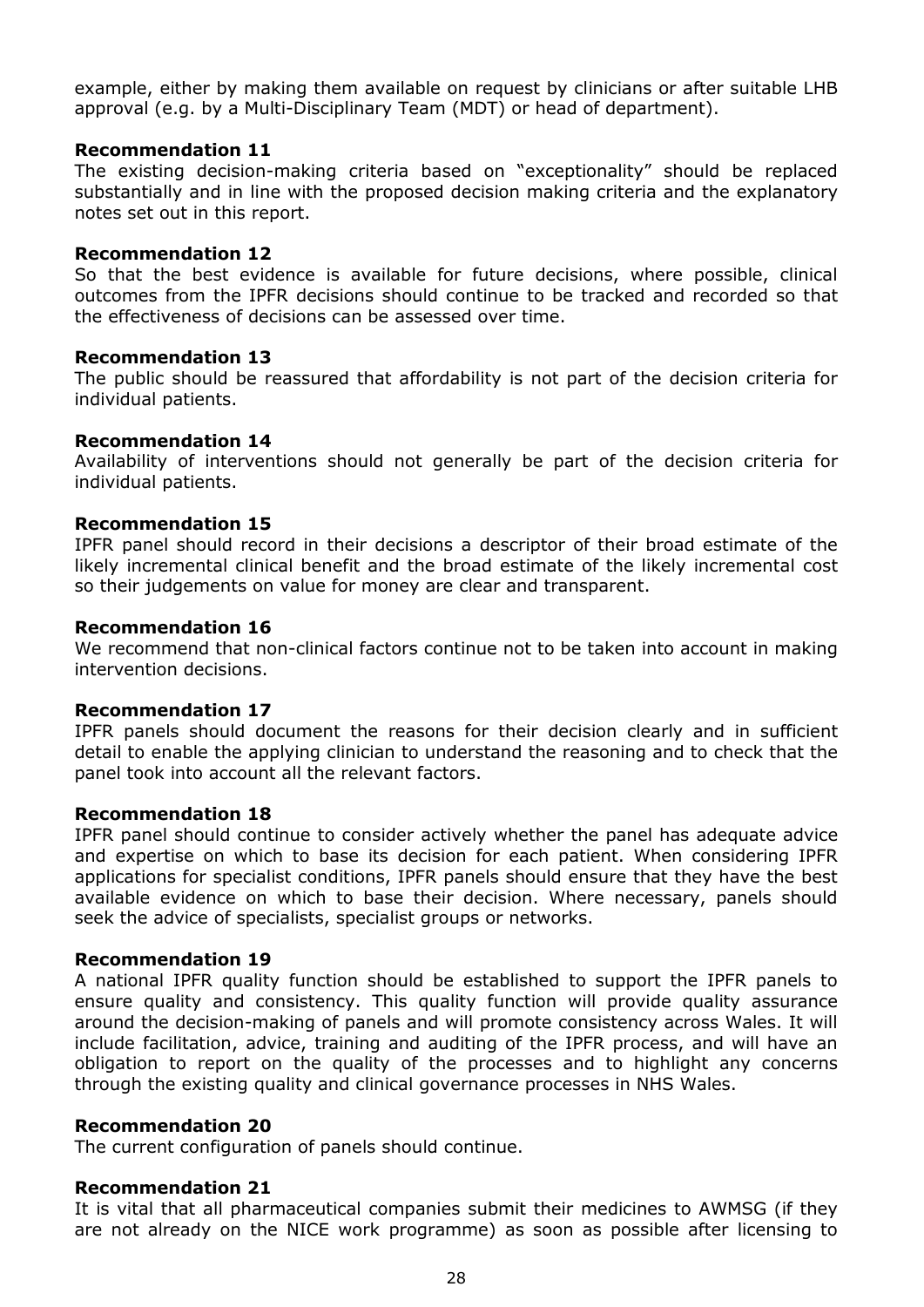example, either by making them available on request by clinicians or after suitable LHB approval (e.g. by a Multi-Disciplinary Team (MDT) or head of department).

**Recommendation 11**
The existing decision-making criteria based on "exceptionality" should be replaced substantially and in line with the proposed decision making criteria and the explanatory notes set out in this report.

**Recommendation 12**
So that the best evidence is available for future decisions, where possible, clinical outcomes from the IPFR decisions should continue to be tracked and recorded so that the effectiveness of decisions can be assessed over time.

**Recommendation 13**
The public should be reassured that affordability is not part of the decision criteria for individual patients.

**Recommendation 14**
Availability of interventions should not generally be part of the decision criteria for individual patients.

**Recommendation 15**
IPFR panel should record in their decisions a descriptor of their broad estimate of the likely incremental clinical benefit and the broad estimate of the likely incremental cost so their judgements on value for money are clear and transparent.

**Recommendation 16**
We recommend that non-clinical factors continue not to be taken into account in making intervention decisions.

**Recommendation 17**
IPFR panels should document the reasons for their decision clearly and in sufficient detail to enable the applying clinician to understand the reasoning and to check that the panel took into account all the relevant factors.

**Recommendation 18**
IPFR panel should continue to consider actively whether the panel has adequate advice and expertise on which to base its decision for each patient. When considering IPFR applications for specialist conditions, IPFR panels should ensure that they have the best available evidence on which to base their decision. Where necessary, panels should seek the advice of specialists, specialist groups or networks.

**Recommendation 19**
A national IPFR quality function should be established to support the IPFR panels to ensure quality and consistency. This quality function will provide quality assurance around the decision-making of panels and will promote consistency across Wales. It will include facilitation, advice, training and auditing of the IPFR process, and will have an obligation to report on the quality of the processes and to highlight any concerns through the existing quality and clinical governance processes in NHS Wales.

**Recommendation 20**
The current configuration of panels should continue.

**Recommendation 21**
It is vital that all pharmaceutical companies submit their medicines to AWMSG (if they are not already on the NICE work programme) as soon as possible after licensing to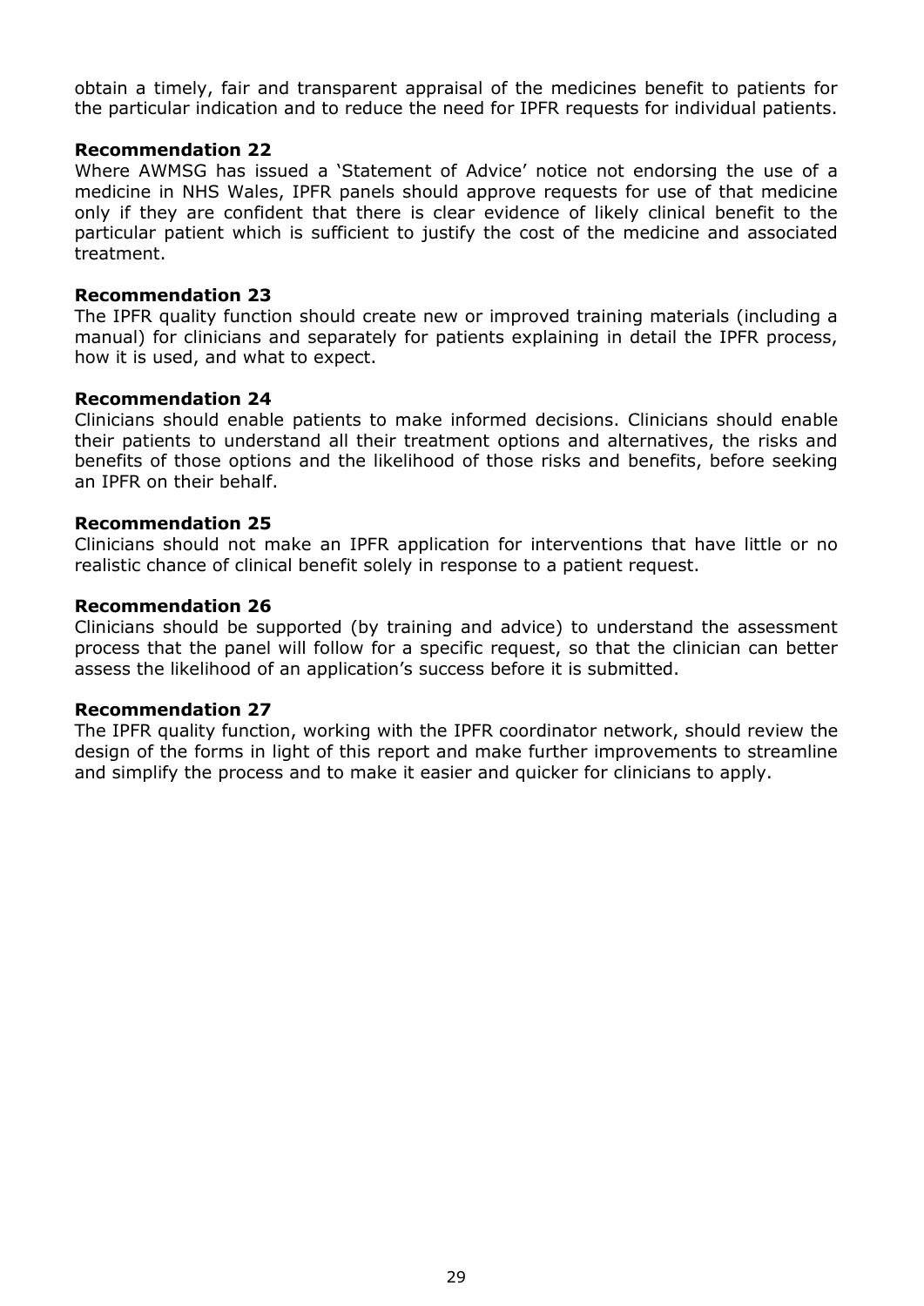obtain a timely, fair and transparent appraisal of the medicines benefit to patients for the particular indication and to reduce the need for IPFR requests for individual patients.

**Recommendation 22**
Where AWMSG has issued a 'Statement of Advice' notice not endorsing the use of a medicine in NHS Wales, IPFR panels should approve requests for use of that medicine only if they are confident that there is clear evidence of likely clinical benefit to the particular patient which is sufficient to justify the cost of the medicine and associated treatment.

**Recommendation 23**
The IPFR quality function should create new or improved training materials (including a manual) for clinicians and separately for patients explaining in detail the IPFR process, how it is used, and what to expect.

**Recommendation 24**
Clinicians should enable patients to make informed decisions. Clinicians should enable their patients to understand all their treatment options and alternatives, the risks and benefits of those options and the likelihood of those risks and benefits, before seeking an IPFR on their behalf.

**Recommendation 25**
Clinicians should not make an IPFR application for interventions that have little or no realistic chance of clinical benefit solely in response to a patient request.

**Recommendation 26**
Clinicians should be supported (by training and advice) to understand the assessment process that the panel will follow for a specific request, so that the clinician can better assess the likelihood of an application's success before it is submitted.

**Recommendation 27**
The IPFR quality function, working with the IPFR coordinator network, should review the design of the forms in light of this report and make further improvements to streamline and simplify the process and to make it easier and quicker for clinicians to apply.